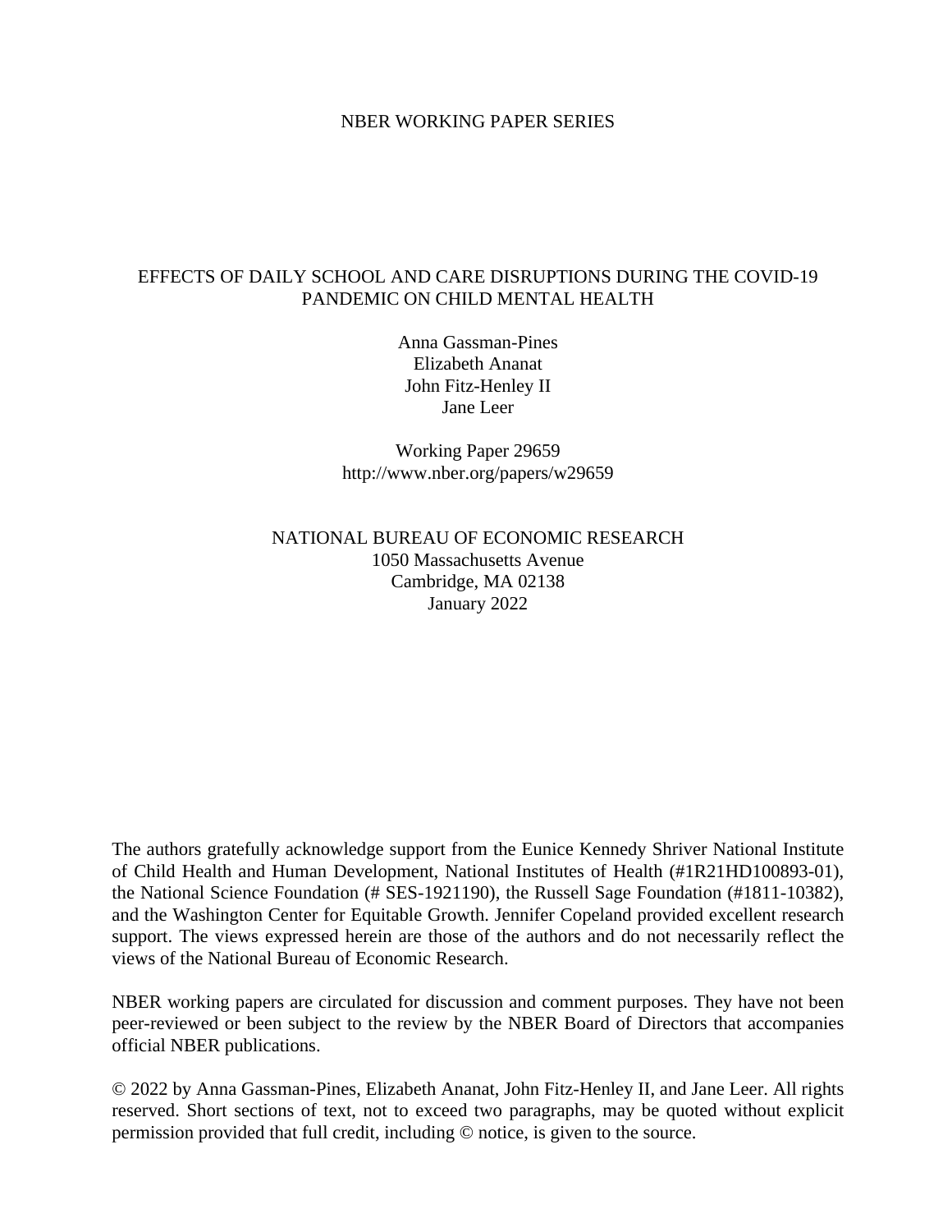NBER WORKING PAPER SERIES

# EFFECTS OF DAILY SCHOOL AND CARE DISRUPTIONS DURING THE COVID-19 PANDEMIC ON CHILD MENTAL HEALTH

Anna Gassman-Pines
Elizabeth Ananat
John Fitz-Henley II
Jane Leer

Working Paper 29659
http://www.nber.org/papers/w29659

NATIONAL BUREAU OF ECONOMIC RESEARCH
1050 Massachusetts Avenue
Cambridge, MA 02138
January 2022

The authors gratefully acknowledge support from the Eunice Kennedy Shriver National Institute of Child Health and Human Development, National Institutes of Health (#1R21HD100893-01), the National Science Foundation (# SES-1921190), the Russell Sage Foundation (#1811-10382), and the Washington Center for Equitable Growth. Jennifer Copeland provided excellent research support. The views expressed herein are those of the authors and do not necessarily reflect the views of the National Bureau of Economic Research.

NBER working papers are circulated for discussion and comment purposes. They have not been peer-reviewed or been subject to the review by the NBER Board of Directors that accompanies official NBER publications.

© 2022 by Anna Gassman-Pines, Elizabeth Ananat, John Fitz-Henley II, and Jane Leer. All rights reserved. Short sections of text, not to exceed two paragraphs, may be quoted without explicit permission provided that full credit, including © notice, is given to the source.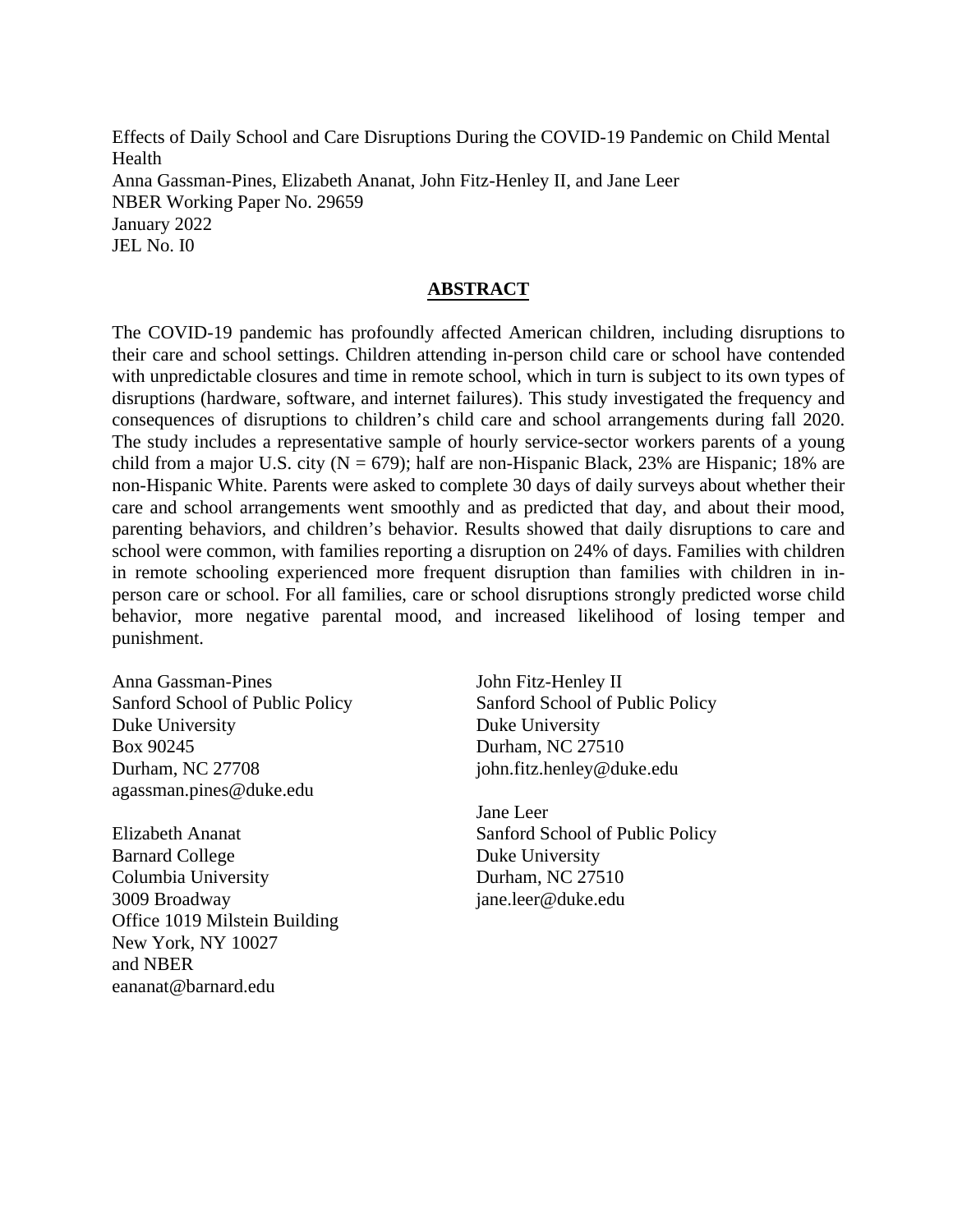Effects of Daily School and Care Disruptions During the COVID-19 Pandemic on Child Mental Health
Anna Gassman-Pines, Elizabeth Ananat, John Fitz-Henley II, and Jane Leer
NBER Working Paper No. 29659
January 2022
JEL No. I0

## ABSTRACT

The COVID-19 pandemic has profoundly affected American children, including disruptions to their care and school settings. Children attending in-person child care or school have contended with unpredictable closures and time in remote school, which in turn is subject to its own types of disruptions (hardware, software, and internet failures). This study investigated the frequency and consequences of disruptions to children's child care and school arrangements during fall 2020. The study includes a representative sample of hourly service-sector workers parents of a young child from a major U.S. city (N = 679); half are non-Hispanic Black, 23% are Hispanic; 18% are non-Hispanic White. Parents were asked to complete 30 days of daily surveys about whether their care and school arrangements went smoothly and as predicted that day, and about their mood, parenting behaviors, and children's behavior. Results showed that daily disruptions to care and school were common, with families reporting a disruption on 24% of days. Families with children in remote schooling experienced more frequent disruption than families with children in in-person care or school. For all families, care or school disruptions strongly predicted worse child behavior, more negative parental mood, and increased likelihood of losing temper and punishment.

Anna Gassman-Pines
Sanford School of Public Policy
Duke University
Box 90245
Durham, NC 27708
agassman.pines@duke.edu

Elizabeth Ananat
Barnard College
Columbia University
3009 Broadway
Office 1019 Milstein Building
New York, NY 10027
and NBER
eananat@barnard.edu

John Fitz-Henley II
Sanford School of Public Policy
Duke University
Durham, NC 27510
john.fitz.henley@duke.edu

Jane Leer
Sanford School of Public Policy
Duke University
Durham, NC 27510
jane.leer@duke.edu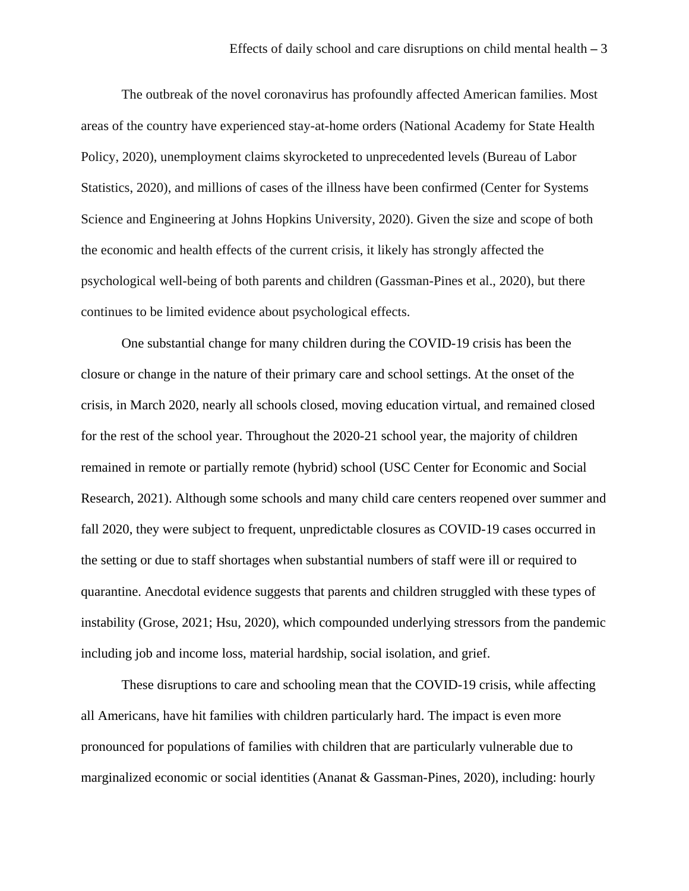The outbreak of the novel coronavirus has profoundly affected American families. Most areas of the country have experienced stay-at-home orders (National Academy for State Health Policy, 2020), unemployment claims skyrocketed to unprecedented levels (Bureau of Labor Statistics, 2020), and millions of cases of the illness have been confirmed (Center for Systems Science and Engineering at Johns Hopkins University, 2020). Given the size and scope of both the economic and health effects of the current crisis, it likely has strongly affected the psychological well-being of both parents and children (Gassman-Pines et al., 2020), but there continues to be limited evidence about psychological effects.

One substantial change for many children during the COVID-19 crisis has been the closure or change in the nature of their primary care and school settings. At the onset of the crisis, in March 2020, nearly all schools closed, moving education virtual, and remained closed for the rest of the school year. Throughout the 2020-21 school year, the majority of children remained in remote or partially remote (hybrid) school (USC Center for Economic and Social Research, 2021). Although some schools and many child care centers reopened over summer and fall 2020, they were subject to frequent, unpredictable closures as COVID-19 cases occurred in the setting or due to staff shortages when substantial numbers of staff were ill or required to quarantine. Anecdotal evidence suggests that parents and children struggled with these types of instability (Grose, 2021; Hsu, 2020), which compounded underlying stressors from the pandemic including job and income loss, material hardship, social isolation, and grief.

These disruptions to care and schooling mean that the COVID-19 crisis, while affecting all Americans, have hit families with children particularly hard. The impact is even more pronounced for populations of families with children that are particularly vulnerable due to marginalized economic or social identities (Ananat & Gassman-Pines, 2020), including: hourly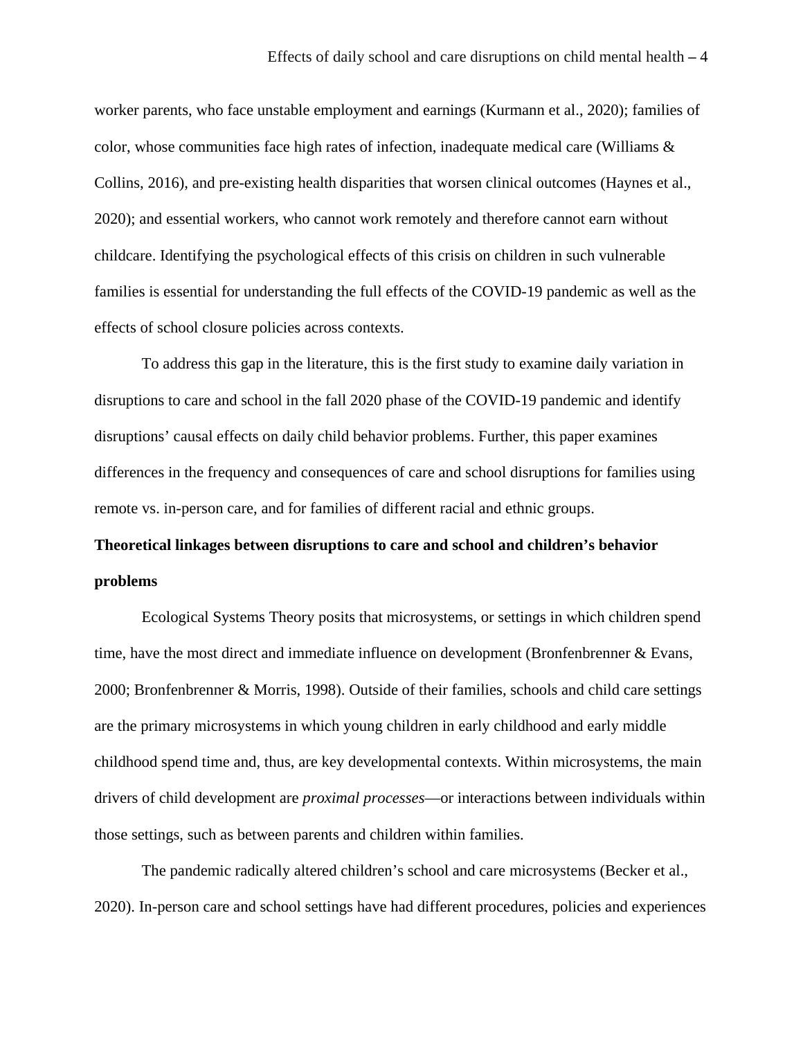worker parents, who face unstable employment and earnings (Kurmann et al., 2020); families of color, whose communities face high rates of infection, inadequate medical care (Williams & Collins, 2016), and pre-existing health disparities that worsen clinical outcomes (Haynes et al., 2020); and essential workers, who cannot work remotely and therefore cannot earn without childcare. Identifying the psychological effects of this crisis on children in such vulnerable families is essential for understanding the full effects of the COVID-19 pandemic as well as the effects of school closure policies across contexts.

To address this gap in the literature, this is the first study to examine daily variation in disruptions to care and school in the fall 2020 phase of the COVID-19 pandemic and identify disruptions' causal effects on daily child behavior problems. Further, this paper examines differences in the frequency and consequences of care and school disruptions for families using remote vs. in-person care, and for families of different racial and ethnic groups.

## Theoretical linkages between disruptions to care and school and children's behavior problems

Ecological Systems Theory posits that microsystems, or settings in which children spend time, have the most direct and immediate influence on development (Bronfenbrenner & Evans, 2000; Bronfenbrenner & Morris, 1998). Outside of their families, schools and child care settings are the primary microsystems in which young children in early childhood and early middle childhood spend time and, thus, are key developmental contexts. Within microsystems, the main drivers of child development are *proximal processes*—or interactions between individuals within those settings, such as between parents and children within families.

The pandemic radically altered children's school and care microsystems (Becker et al., 2020). In-person care and school settings have had different procedures, policies and experiences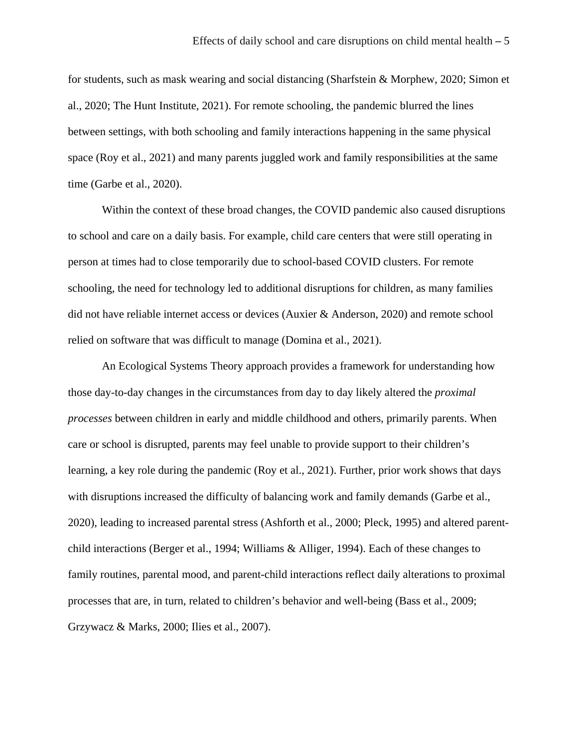for students, such as mask wearing and social distancing (Sharfstein & Morphew, 2020; Simon et al., 2020; The Hunt Institute, 2021). For remote schooling, the pandemic blurred the lines between settings, with both schooling and family interactions happening in the same physical space (Roy et al., 2021) and many parents juggled work and family responsibilities at the same time (Garbe et al., 2020).

Within the context of these broad changes, the COVID pandemic also caused disruptions to school and care on a daily basis. For example, child care centers that were still operating in person at times had to close temporarily due to school-based COVID clusters. For remote schooling, the need for technology led to additional disruptions for children, as many families did not have reliable internet access or devices (Auxier & Anderson, 2020) and remote school relied on software that was difficult to manage (Domina et al., 2021).

An Ecological Systems Theory approach provides a framework for understanding how those day-to-day changes in the circumstances from day to day likely altered the *proximal processes* between children in early and middle childhood and others, primarily parents. When care or school is disrupted, parents may feel unable to provide support to their children's learning, a key role during the pandemic (Roy et al., 2021). Further, prior work shows that days with disruptions increased the difficulty of balancing work and family demands (Garbe et al., 2020), leading to increased parental stress (Ashforth et al., 2000; Pleck, 1995) and altered parent-child interactions (Berger et al., 1994; Williams & Alliger, 1994). Each of these changes to family routines, parental mood, and parent-child interactions reflect daily alterations to proximal processes that are, in turn, related to children's behavior and well-being (Bass et al., 2009; Grzywacz & Marks, 2000; Ilies et al., 2007).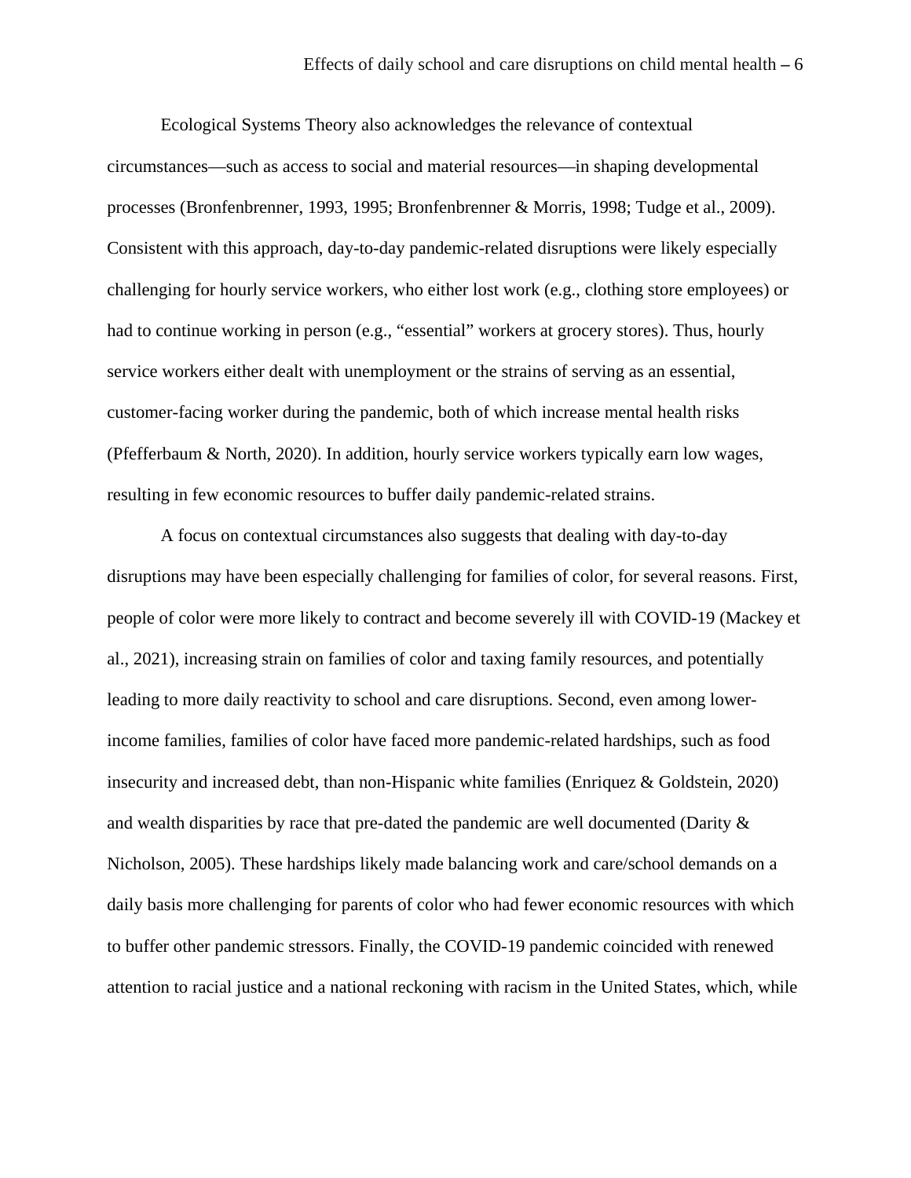Ecological Systems Theory also acknowledges the relevance of contextual circumstances—such as access to social and material resources—in shaping developmental processes (Bronfenbrenner, 1993, 1995; Bronfenbrenner & Morris, 1998; Tudge et al., 2009). Consistent with this approach, day-to-day pandemic-related disruptions were likely especially challenging for hourly service workers, who either lost work (e.g., clothing store employees) or had to continue working in person (e.g., "essential" workers at grocery stores). Thus, hourly service workers either dealt with unemployment or the strains of serving as an essential, customer-facing worker during the pandemic, both of which increase mental health risks (Pfefferbaum & North, 2020). In addition, hourly service workers typically earn low wages, resulting in few economic resources to buffer daily pandemic-related strains.

A focus on contextual circumstances also suggests that dealing with day-to-day disruptions may have been especially challenging for families of color, for several reasons. First, people of color were more likely to contract and become severely ill with COVID-19 (Mackey et al., 2021), increasing strain on families of color and taxing family resources, and potentially leading to more daily reactivity to school and care disruptions. Second, even among lower-income families, families of color have faced more pandemic-related hardships, such as food insecurity and increased debt, than non-Hispanic white families (Enriquez & Goldstein, 2020) and wealth disparities by race that pre-dated the pandemic are well documented (Darity & Nicholson, 2005). These hardships likely made balancing work and care/school demands on a daily basis more challenging for parents of color who had fewer economic resources with which to buffer other pandemic stressors. Finally, the COVID-19 pandemic coincided with renewed attention to racial justice and a national reckoning with racism in the United States, which, while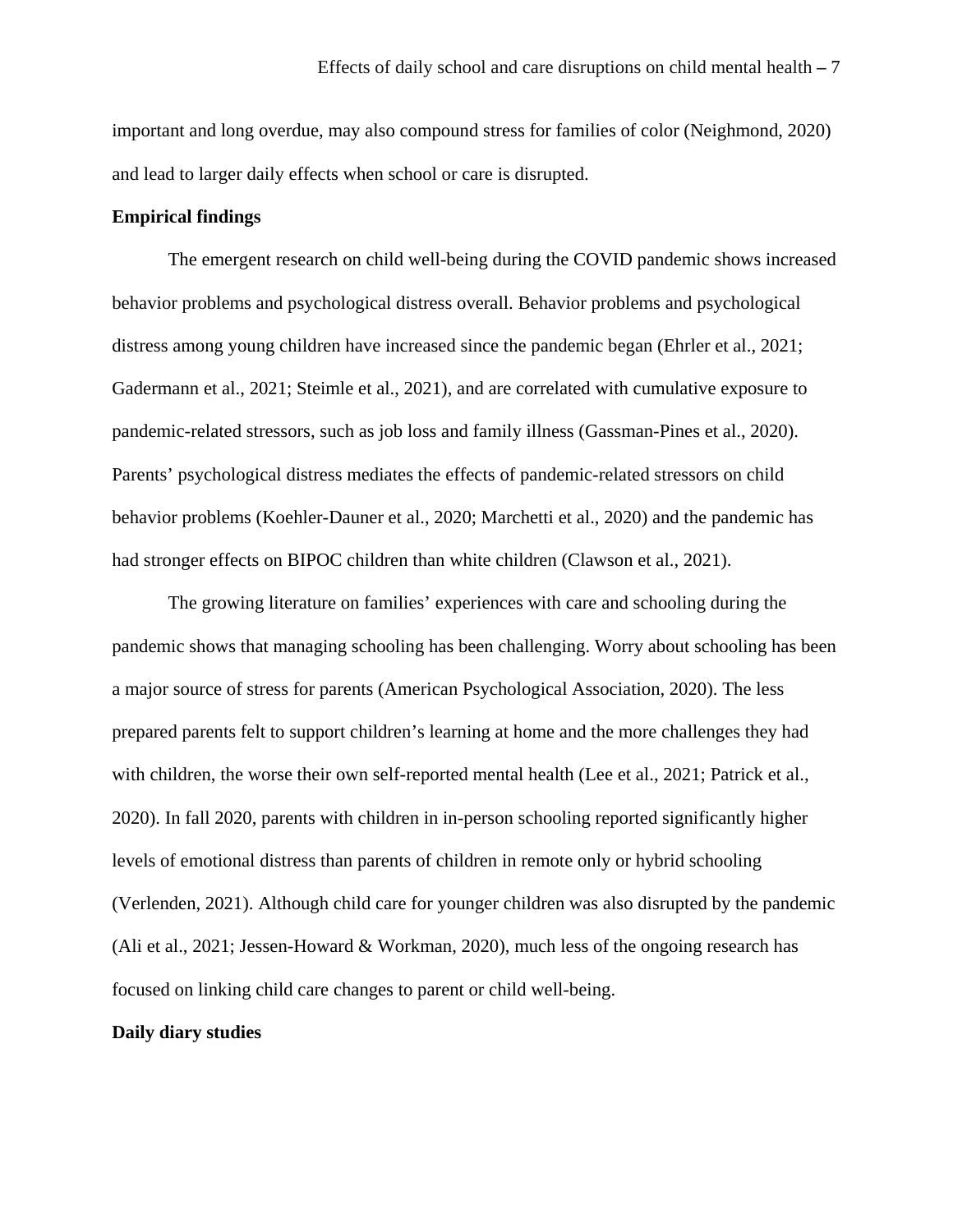important and long overdue, may also compound stress for families of color (Neighmond, 2020) and lead to larger daily effects when school or care is disrupted.

**Empirical findings**

The emergent research on child well-being during the COVID pandemic shows increased behavior problems and psychological distress overall. Behavior problems and psychological distress among young children have increased since the pandemic began (Ehrler et al., 2021; Gadermann et al., 2021; Steimle et al., 2021), and are correlated with cumulative exposure to pandemic-related stressors, such as job loss and family illness (Gassman-Pines et al., 2020). Parents' psychological distress mediates the effects of pandemic-related stressors on child behavior problems (Koehler-Dauner et al., 2020; Marchetti et al., 2020) and the pandemic has had stronger effects on BIPOC children than white children (Clawson et al., 2021).

The growing literature on families' experiences with care and schooling during the pandemic shows that managing schooling has been challenging. Worry about schooling has been a major source of stress for parents (American Psychological Association, 2020). The less prepared parents felt to support children's learning at home and the more challenges they had with children, the worse their own self-reported mental health (Lee et al., 2021; Patrick et al., 2020). In fall 2020, parents with children in in-person schooling reported significantly higher levels of emotional distress than parents of children in remote only or hybrid schooling (Verlenden, 2021). Although child care for younger children was also disrupted by the pandemic (Ali et al., 2021; Jessen-Howard & Workman, 2020), much less of the ongoing research has focused on linking child care changes to parent or child well-being.

**Daily diary studies**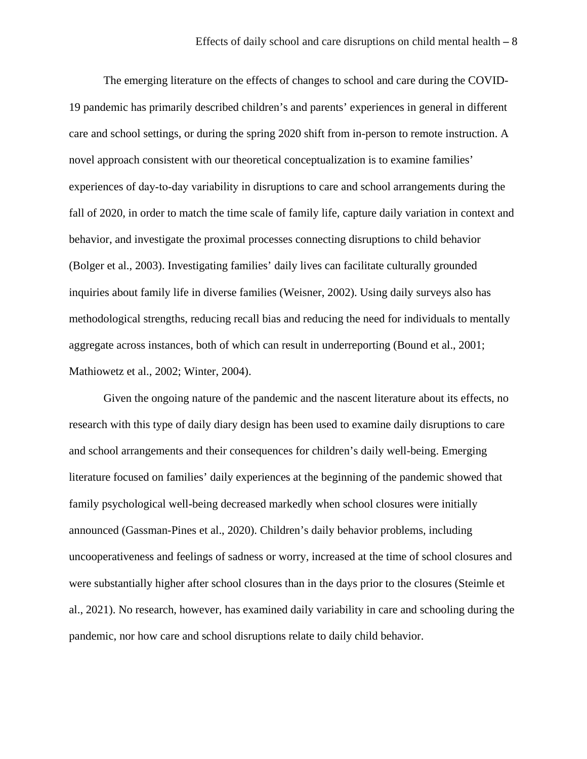The emerging literature on the effects of changes to school and care during the COVID-19 pandemic has primarily described children's and parents' experiences in general in different care and school settings, or during the spring 2020 shift from in-person to remote instruction. A novel approach consistent with our theoretical conceptualization is to examine families' experiences of day-to-day variability in disruptions to care and school arrangements during the fall of 2020, in order to match the time scale of family life, capture daily variation in context and behavior, and investigate the proximal processes connecting disruptions to child behavior (Bolger et al., 2003). Investigating families' daily lives can facilitate culturally grounded inquiries about family life in diverse families (Weisner, 2002). Using daily surveys also has methodological strengths, reducing recall bias and reducing the need for individuals to mentally aggregate across instances, both of which can result in underreporting (Bound et al., 2001; Mathiowetz et al., 2002; Winter, 2004).

Given the ongoing nature of the pandemic and the nascent literature about its effects, no research with this type of daily diary design has been used to examine daily disruptions to care and school arrangements and their consequences for children's daily well-being. Emerging literature focused on families' daily experiences at the beginning of the pandemic showed that family psychological well-being decreased markedly when school closures were initially announced (Gassman-Pines et al., 2020). Children's daily behavior problems, including uncooperativeness and feelings of sadness or worry, increased at the time of school closures and were substantially higher after school closures than in the days prior to the closures (Steimle et al., 2021). No research, however, has examined daily variability in care and schooling during the pandemic, nor how care and school disruptions relate to daily child behavior.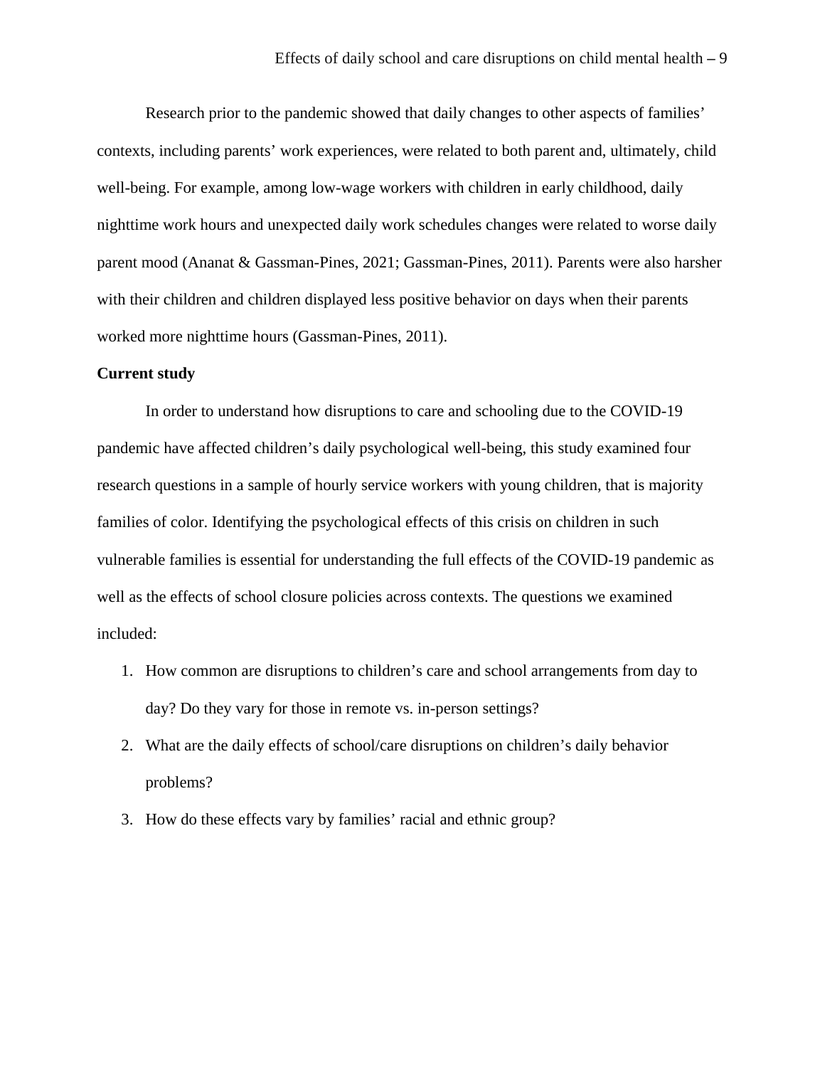Research prior to the pandemic showed that daily changes to other aspects of families' contexts, including parents' work experiences, were related to both parent and, ultimately, child well-being. For example, among low-wage workers with children in early childhood, daily nighttime work hours and unexpected daily work schedules changes were related to worse daily parent mood (Ananat & Gassman-Pines, 2021; Gassman-Pines, 2011). Parents were also harsher with their children and children displayed less positive behavior on days when their parents worked more nighttime hours (Gassman-Pines, 2011).

**Current study**

In order to understand how disruptions to care and schooling due to the COVID-19 pandemic have affected children's daily psychological well-being, this study examined four research questions in a sample of hourly service workers with young children, that is majority families of color. Identifying the psychological effects of this crisis on children in such vulnerable families is essential for understanding the full effects of the COVID-19 pandemic as well as the effects of school closure policies across contexts. The questions we examined included:

1. How common are disruptions to children's care and school arrangements from day to day? Do they vary for those in remote vs. in-person settings?
2. What are the daily effects of school/care disruptions on children's daily behavior problems?
3. How do these effects vary by families' racial and ethnic group?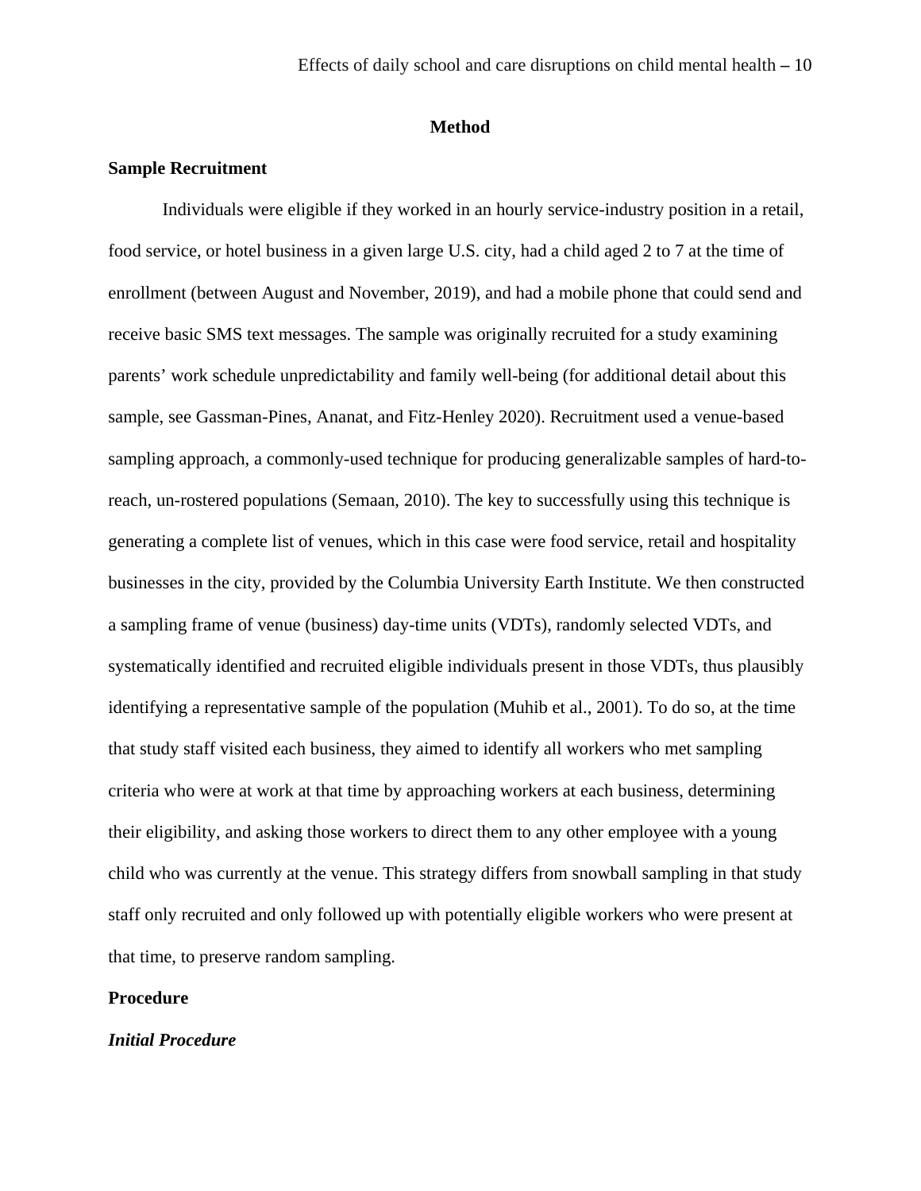# Method

## Sample Recruitment

Individuals were eligible if they worked in an hourly service-industry position in a retail, food service, or hotel business in a given large U.S. city, had a child aged 2 to 7 at the time of enrollment (between August and November, 2019), and had a mobile phone that could send and receive basic SMS text messages. The sample was originally recruited for a study examining parents' work schedule unpredictability and family well-being (for additional detail about this sample, see Gassman-Pines, Ananat, and Fitz-Henley 2020). Recruitment used a venue-based sampling approach, a commonly-used technique for producing generalizable samples of hard-to-reach, un-rostered populations (Semaan, 2010). The key to successfully using this technique is generating a complete list of venues, which in this case were food service, retail and hospitality businesses in the city, provided by the Columbia University Earth Institute. We then constructed a sampling frame of venue (business) day-time units (VDTs), randomly selected VDTs, and systematically identified and recruited eligible individuals present in those VDTs, thus plausibly identifying a representative sample of the population (Muhib et al., 2001). To do so, at the time that study staff visited each business, they aimed to identify all workers who met sampling criteria who were at work at that time by approaching workers at each business, determining their eligibility, and asking those workers to direct them to any other employee with a young child who was currently at the venue. This strategy differs from snowball sampling in that study staff only recruited and only followed up with potentially eligible workers who were present at that time, to preserve random sampling.

## Procedure

### *Initial Procedure*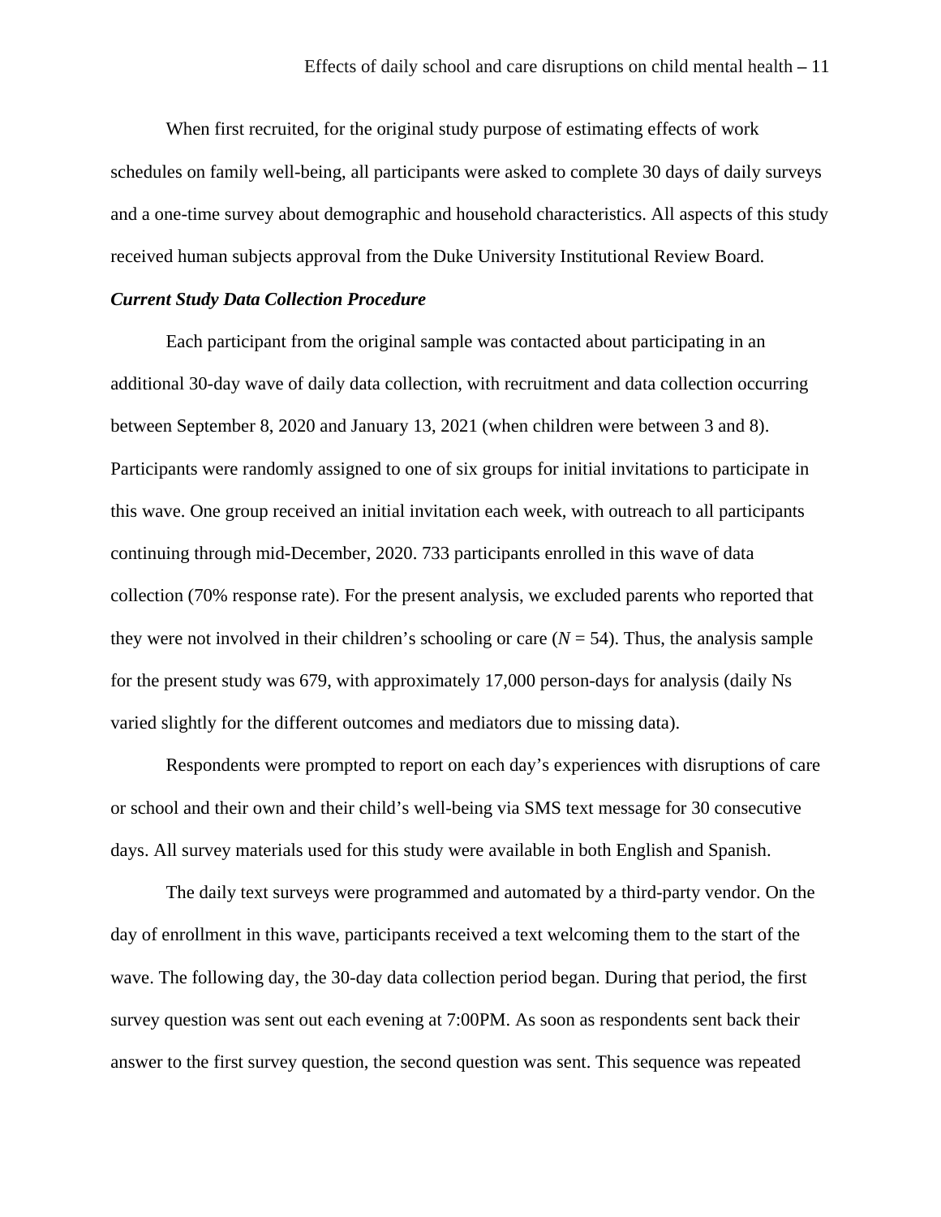When first recruited, for the original study purpose of estimating effects of work schedules on family well-being, all participants were asked to complete 30 days of daily surveys and a one-time survey about demographic and household characteristics. All aspects of this study received human subjects approval from the Duke University Institutional Review Board.

***Current Study Data Collection Procedure***

Each participant from the original sample was contacted about participating in an additional 30-day wave of daily data collection, with recruitment and data collection occurring between September 8, 2020 and January 13, 2021 (when children were between 3 and 8). Participants were randomly assigned to one of six groups for initial invitations to participate in this wave. One group received an initial invitation each week, with outreach to all participants continuing through mid-December, 2020. 733 participants enrolled in this wave of data collection (70% response rate). For the present analysis, we excluded parents who reported that they were not involved in their children's schooling or care ($N$ = 54). Thus, the analysis sample for the present study was 679, with approximately 17,000 person-days for analysis (daily Ns varied slightly for the different outcomes and mediators due to missing data).

Respondents were prompted to report on each day's experiences with disruptions of care or school and their own and their child's well-being via SMS text message for 30 consecutive days. All survey materials used for this study were available in both English and Spanish.

The daily text surveys were programmed and automated by a third-party vendor. On the day of enrollment in this wave, participants received a text welcoming them to the start of the wave. The following day, the 30-day data collection period began. During that period, the first survey question was sent out each evening at 7:00PM. As soon as respondents sent back their answer to the first survey question, the second question was sent. This sequence was repeated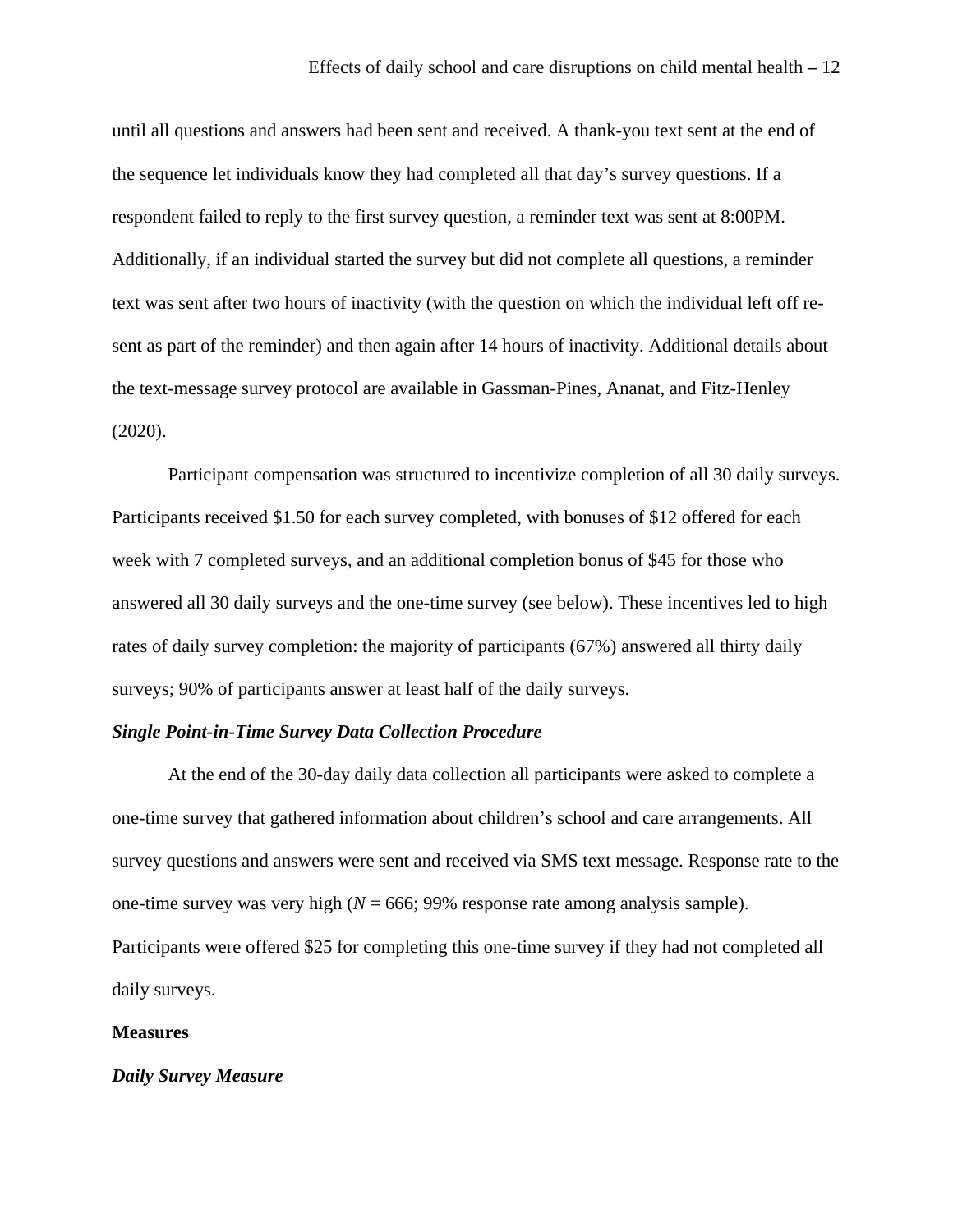until all questions and answers had been sent and received. A thank-you text sent at the end of the sequence let individuals know they had completed all that day's survey questions. If a respondent failed to reply to the first survey question, a reminder text was sent at 8:00PM. Additionally, if an individual started the survey but did not complete all questions, a reminder text was sent after two hours of inactivity (with the question on which the individual left off re-sent as part of the reminder) and then again after 14 hours of inactivity. Additional details about the text-message survey protocol are available in Gassman-Pines, Ananat, and Fitz-Henley (2020).

Participant compensation was structured to incentivize completion of all 30 daily surveys. Participants received $1.50 for each survey completed, with bonuses of $12 offered for each week with 7 completed surveys, and an additional completion bonus of $45 for those who answered all 30 daily surveys and the one-time survey (see below). These incentives led to high rates of daily survey completion: the majority of participants (67%) answered all thirty daily surveys; 90% of participants answer at least half of the daily surveys.

### *Single Point-in-Time Survey Data Collection Procedure*

At the end of the 30-day daily data collection all participants were asked to complete a one-time survey that gathered information about children's school and care arrangements. All survey questions and answers were sent and received via SMS text message. Response rate to the one-time survey was very high ($N$ = 666; 99% response rate among analysis sample). Participants were offered $25 for completing this one-time survey if they had not completed all daily surveys.

## Measures

### *Daily Survey Measure*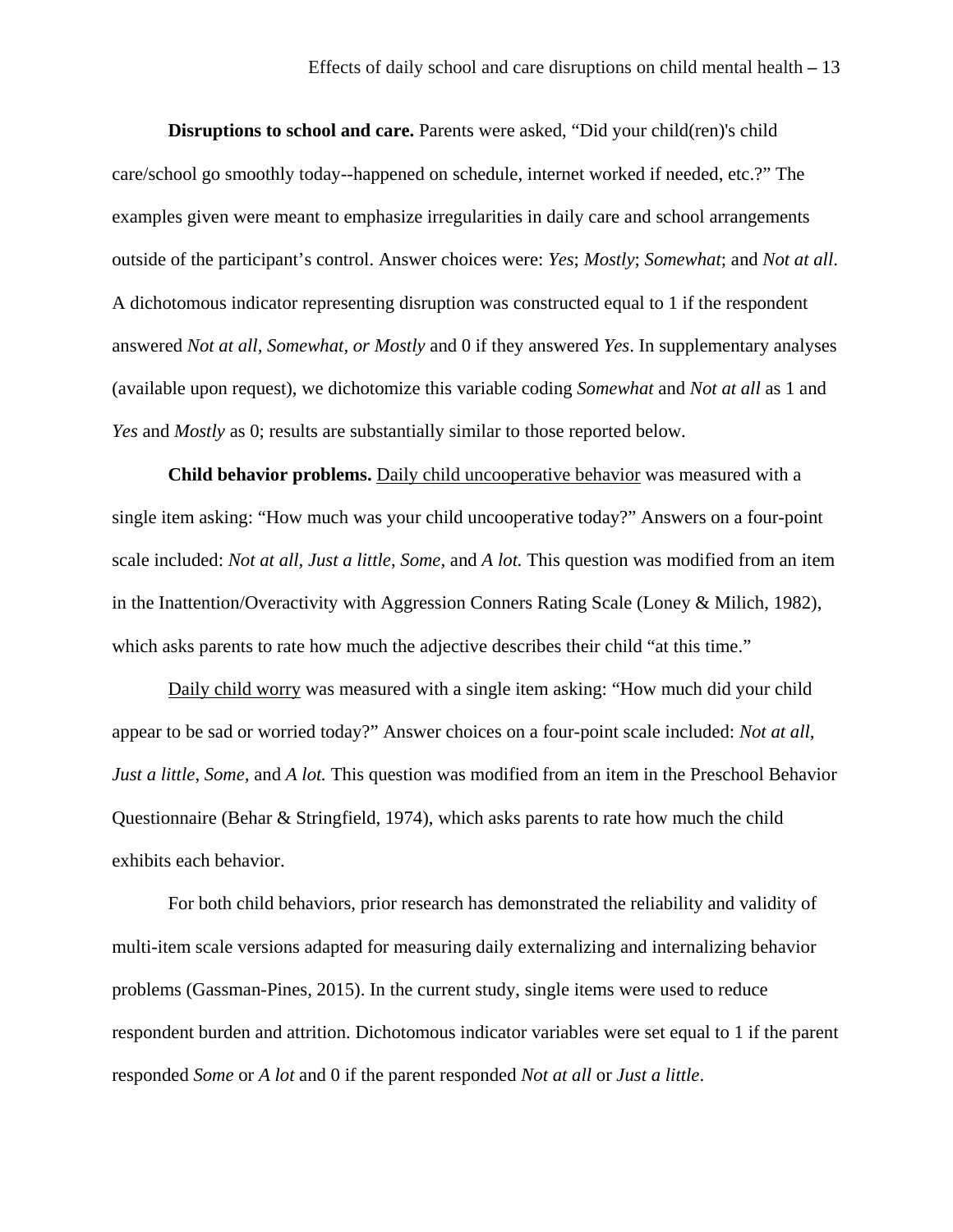**Disruptions to school and care.** Parents were asked, "Did your child(ren)'s child care/school go smoothly today--happened on schedule, internet worked if needed, etc.?" The examples given were meant to emphasize irregularities in daily care and school arrangements outside of the participant's control. Answer choices were: *Yes*; *Mostly*; *Somewhat*; and *Not at all*. A dichotomous indicator representing disruption was constructed equal to 1 if the respondent answered *Not at all, Somewhat, or Mostly* and 0 if they answered *Yes*. In supplementary analyses (available upon request), we dichotomize this variable coding *Somewhat* and *Not at all* as 1 and *Yes* and *Mostly* as 0; results are substantially similar to those reported below.

**Child behavior problems.** Daily child uncooperative behavior was measured with a single item asking: "How much was your child uncooperative today?" Answers on a four-point scale included: *Not at all*, *Just a little*, *Some,* and *A lot.* This question was modified from an item in the Inattention/Overactivity with Aggression Conners Rating Scale (Loney & Milich, 1982), which asks parents to rate how much the adjective describes their child "at this time."

Daily child worry was measured with a single item asking: "How much did your child appear to be sad or worried today?" Answer choices on a four-point scale included: *Not at all, Just a little*, *Some*, and *A lot.* This question was modified from an item in the Preschool Behavior Questionnaire (Behar & Stringfield, 1974), which asks parents to rate how much the child exhibits each behavior.

For both child behaviors, prior research has demonstrated the reliability and validity of multi-item scale versions adapted for measuring daily externalizing and internalizing behavior problems (Gassman-Pines, 2015). In the current study, single items were used to reduce respondent burden and attrition. Dichotomous indicator variables were set equal to 1 if the parent responded *Some* or *A lot* and 0 if the parent responded *Not at all* or *Just a little*.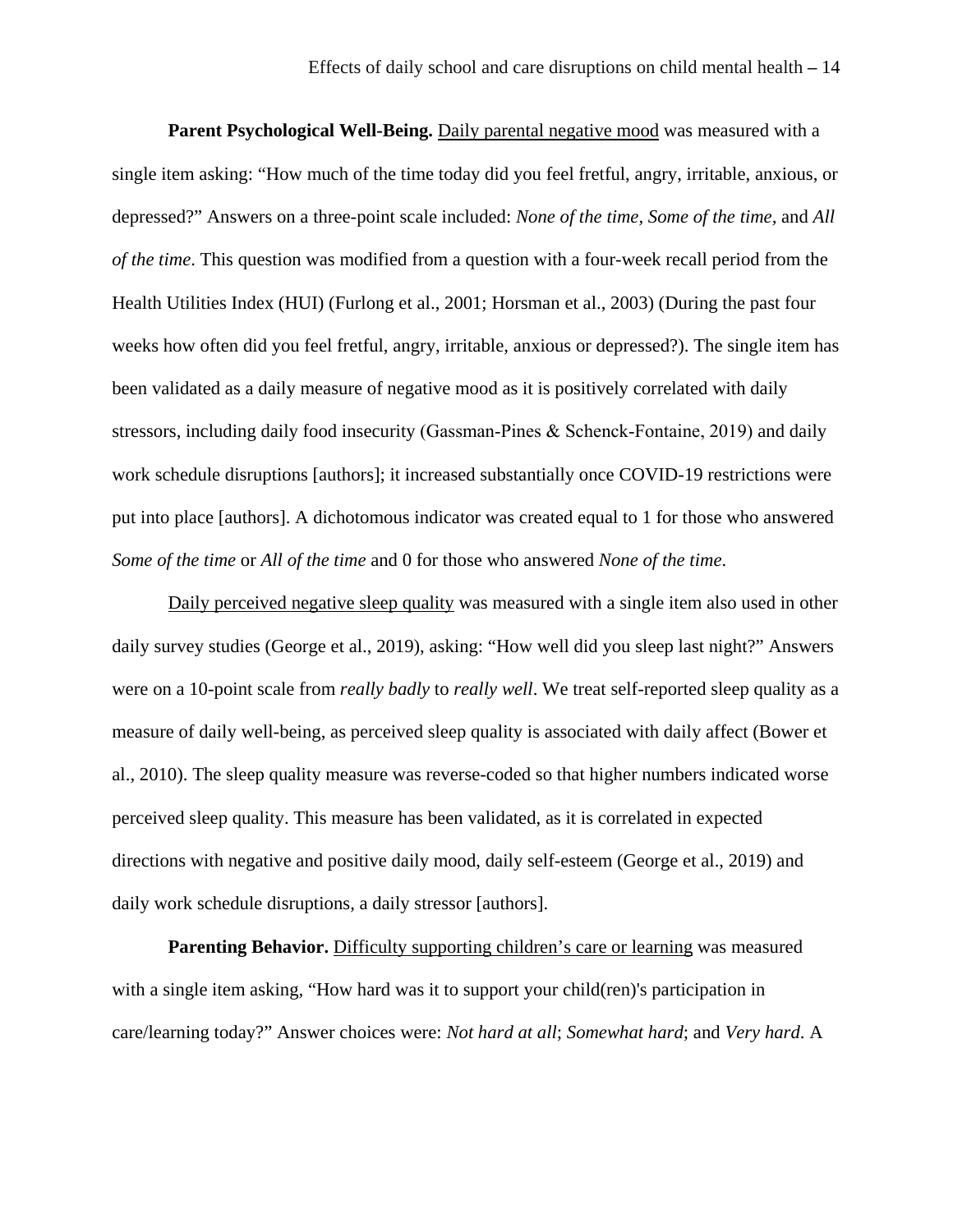**Parent Psychological Well-Being.** <u>Daily parental negative mood</u> was measured with a single item asking: "How much of the time today did you feel fretful, angry, irritable, anxious, or depressed?" Answers on a three-point scale included: *None of the time, Some of the time*, and *All of the time*. This question was modified from a question with a four-week recall period from the Health Utilities Index (HUI) (Furlong et al., 2001; Horsman et al., 2003) (During the past four weeks how often did you feel fretful, angry, irritable, anxious or depressed?). The single item has been validated as a daily measure of negative mood as it is positively correlated with daily stressors, including daily food insecurity (Gassman-Pines & Schenck-Fontaine, 2019) and daily work schedule disruptions [authors]; it increased substantially once COVID-19 restrictions were put into place [authors]. A dichotomous indicator was created equal to 1 for those who answered *Some of the time* or *All of the time* and 0 for those who answered *None of the time*.

<u>Daily perceived negative sleep quality</u> was measured with a single item also used in other daily survey studies (George et al., 2019), asking: "How well did you sleep last night?" Answers were on a 10-point scale from *really badly* to *really well*. We treat self-reported sleep quality as a measure of daily well-being, as perceived sleep quality is associated with daily affect (Bower et al., 2010). The sleep quality measure was reverse-coded so that higher numbers indicated worse perceived sleep quality. This measure has been validated, as it is correlated in expected directions with negative and positive daily mood, daily self-esteem (George et al., 2019) and daily work schedule disruptions, a daily stressor [authors].

**Parenting Behavior.** <u>Difficulty supporting children's care or learning</u> was measured with a single item asking, "How hard was it to support your child(ren)'s participation in care/learning today?" Answer choices were: *Not hard at all*; *Somewhat hard*; and *Very hard*. A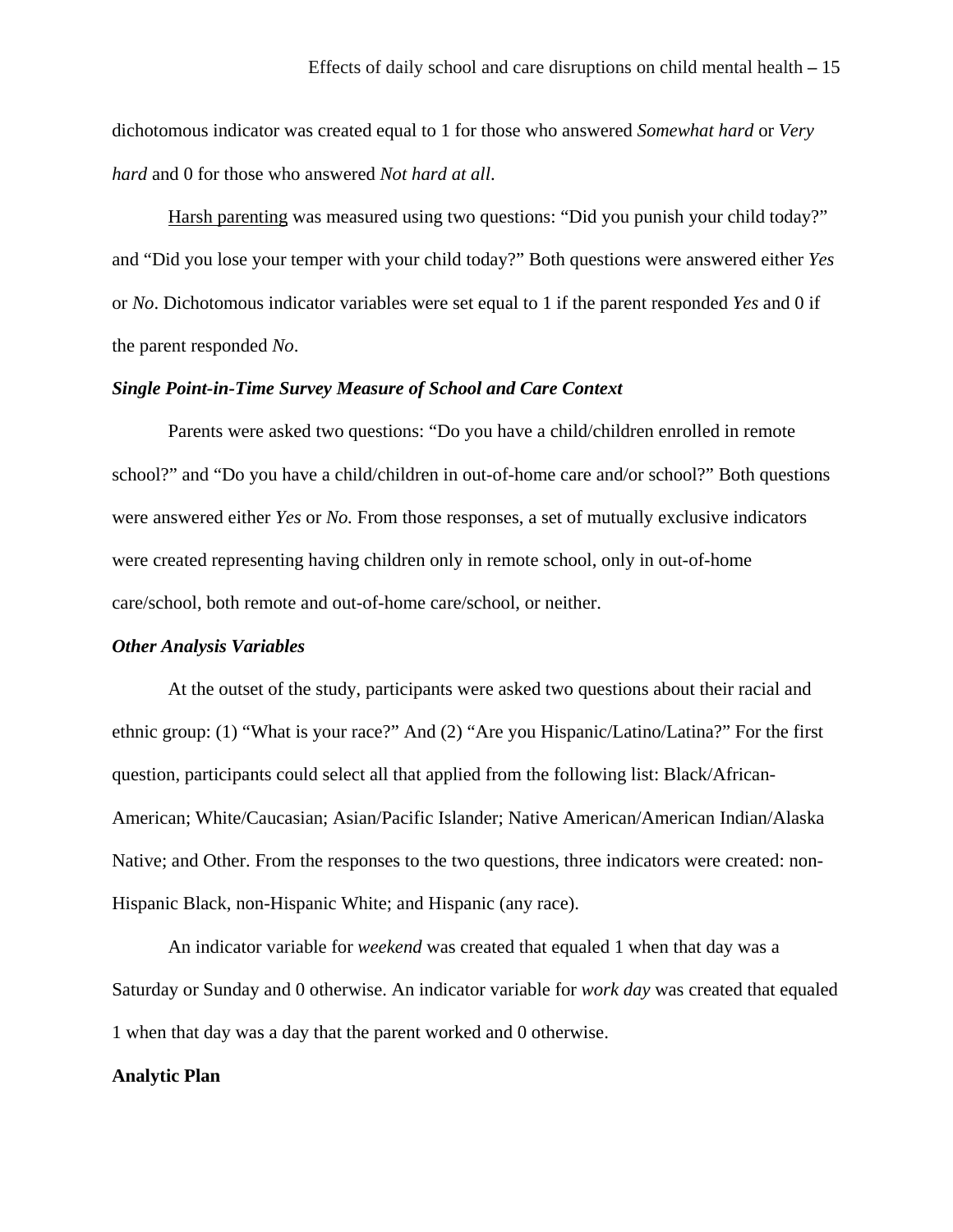dichotomous indicator was created equal to 1 for those who answered *Somewhat hard* or *Very hard* and 0 for those who answered *Not hard at all*.

Harsh parenting was measured using two questions: "Did you punish your child today?" and "Did you lose your temper with your child today?" Both questions were answered either *Yes* or *No*. Dichotomous indicator variables were set equal to 1 if the parent responded *Yes* and 0 if the parent responded *No*.

### *Single Point-in-Time Survey Measure of School and Care Context*

Parents were asked two questions: "Do you have a child/children enrolled in remote school?" and "Do you have a child/children in out-of-home care and/or school?" Both questions were answered either *Yes* or *No.* From those responses, a set of mutually exclusive indicators were created representing having children only in remote school, only in out-of-home care/school, both remote and out-of-home care/school, or neither.

### *Other Analysis Variables*

At the outset of the study, participants were asked two questions about their racial and ethnic group: (1) "What is your race?" And (2) "Are you Hispanic/Latino/Latina?" For the first question, participants could select all that applied from the following list: Black/African-American; White/Caucasian; Asian/Pacific Islander; Native American/American Indian/Alaska Native; and Other. From the responses to the two questions, three indicators were created: non-Hispanic Black, non-Hispanic White; and Hispanic (any race).

An indicator variable for *weekend* was created that equaled 1 when that day was a Saturday or Sunday and 0 otherwise. An indicator variable for *work day* was created that equaled 1 when that day was a day that the parent worked and 0 otherwise.

## Analytic Plan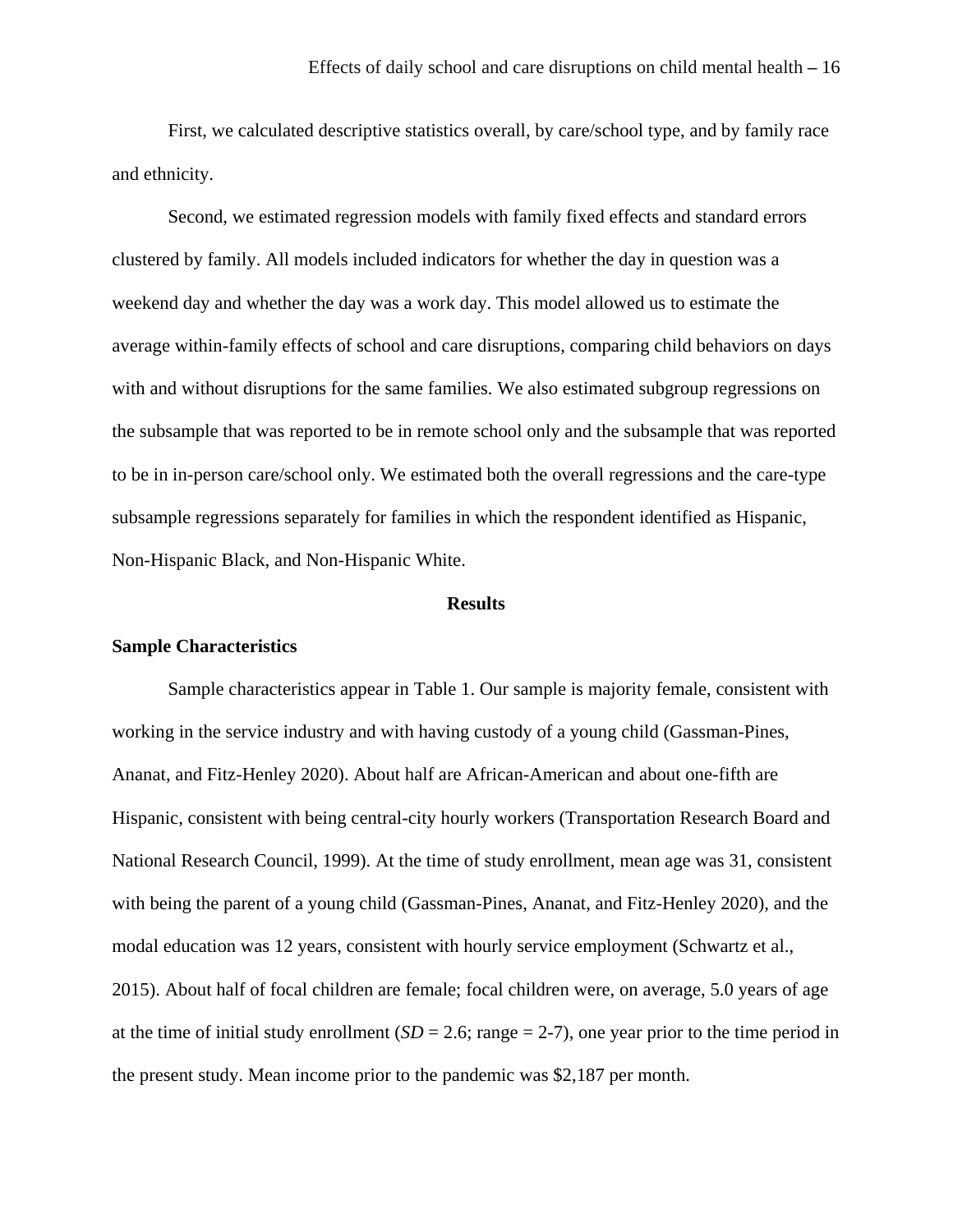First, we calculated descriptive statistics overall, by care/school type, and by family race and ethnicity.

Second, we estimated regression models with family fixed effects and standard errors clustered by family. All models included indicators for whether the day in question was a weekend day and whether the day was a work day. This model allowed us to estimate the average within-family effects of school and care disruptions, comparing child behaviors on days with and without disruptions for the same families. We also estimated subgroup regressions on the subsample that was reported to be in remote school only and the subsample that was reported to be in in-person care/school only. We estimated both the overall regressions and the care-type subsample regressions separately for families in which the respondent identified as Hispanic, Non-Hispanic Black, and Non-Hispanic White.

## Results

### Sample Characteristics

Sample characteristics appear in Table 1. Our sample is majority female, consistent with working in the service industry and with having custody of a young child (Gassman-Pines, Ananat, and Fitz-Henley 2020). About half are African-American and about one-fifth are Hispanic, consistent with being central-city hourly workers (Transportation Research Board and National Research Council, 1999). At the time of study enrollment, mean age was 31, consistent with being the parent of a young child (Gassman-Pines, Ananat, and Fitz-Henley 2020), and the modal education was 12 years, consistent with hourly service employment (Schwartz et al., 2015). About half of focal children are female; focal children were, on average, 5.0 years of age at the time of initial study enrollment (*SD* = 2.6; range = 2-7), one year prior to the time period in the present study. Mean income prior to the pandemic was $2,187 per month.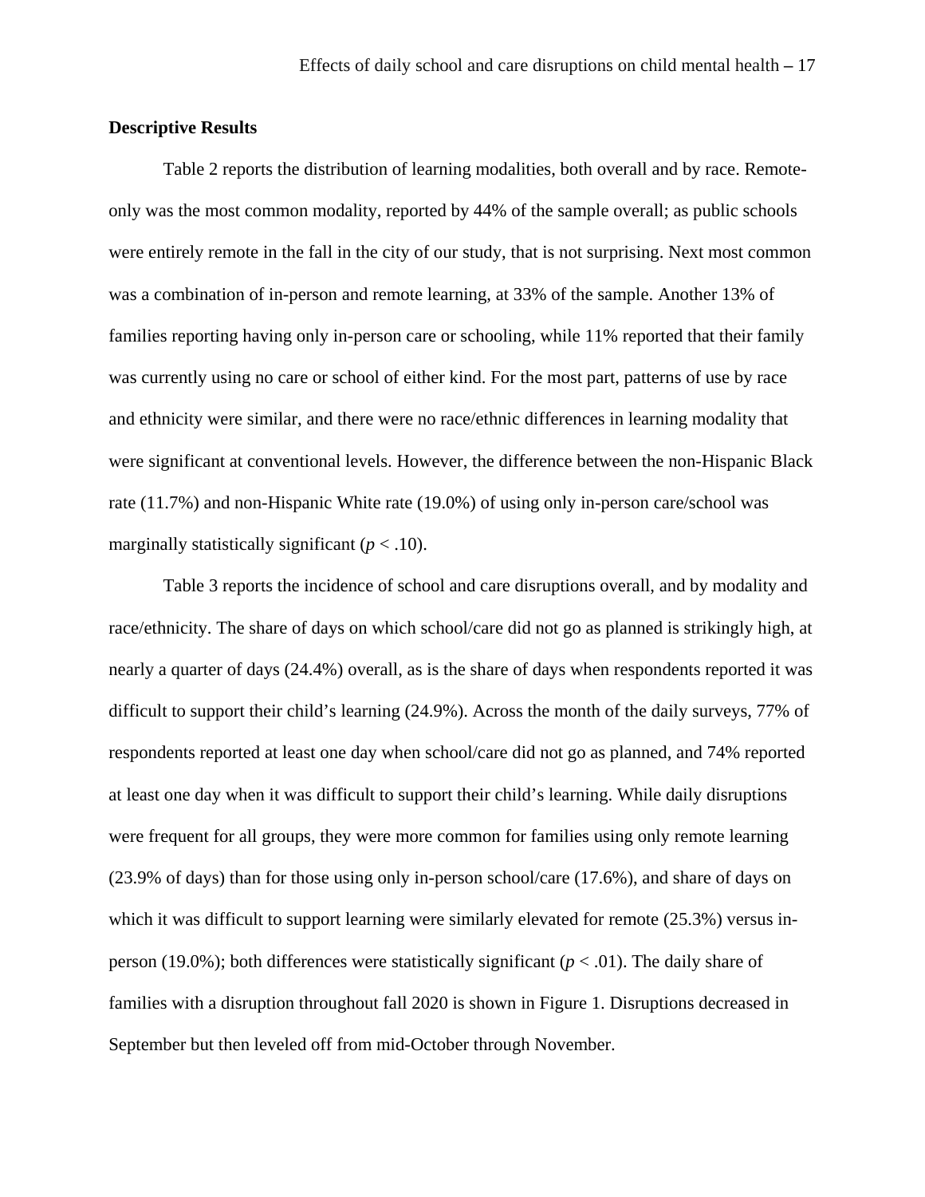**Descriptive Results**

Table 2 reports the distribution of learning modalities, both overall and by race. Remote-only was the most common modality, reported by 44% of the sample overall; as public schools were entirely remote in the fall in the city of our study, that is not surprising. Next most common was a combination of in-person and remote learning, at 33% of the sample. Another 13% of families reporting having only in-person care or schooling, while 11% reported that their family was currently using no care or school of either kind. For the most part, patterns of use by race and ethnicity were similar, and there were no race/ethnic differences in learning modality that were significant at conventional levels. However, the difference between the non-Hispanic Black rate (11.7%) and non-Hispanic White rate (19.0%) of using only in-person care/school was marginally statistically significant ($p < .10$).

Table 3 reports the incidence of school and care disruptions overall, and by modality and race/ethnicity. The share of days on which school/care did not go as planned is strikingly high, at nearly a quarter of days (24.4%) overall, as is the share of days when respondents reported it was difficult to support their child's learning (24.9%). Across the month of the daily surveys, 77% of respondents reported at least one day when school/care did not go as planned, and 74% reported at least one day when it was difficult to support their child's learning. While daily disruptions were frequent for all groups, they were more common for families using only remote learning (23.9% of days) than for those using only in-person school/care (17.6%), and share of days on which it was difficult to support learning were similarly elevated for remote (25.3%) versus in-person (19.0%); both differences were statistically significant ($p < .01$). The daily share of families with a disruption throughout fall 2020 is shown in Figure 1. Disruptions decreased in September but then leveled off from mid-October through November.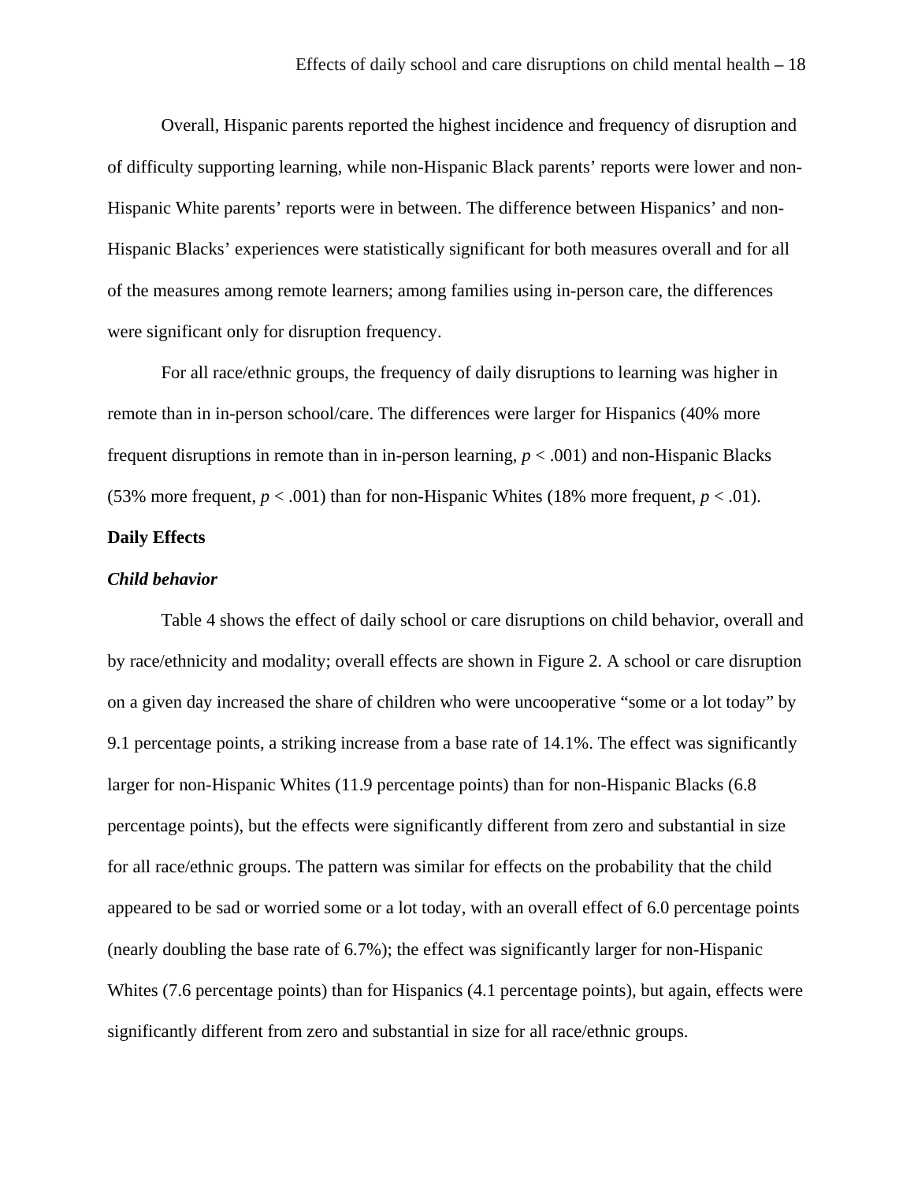Overall, Hispanic parents reported the highest incidence and frequency of disruption and of difficulty supporting learning, while non-Hispanic Black parents' reports were lower and non-Hispanic White parents' reports were in between. The difference between Hispanics' and non-Hispanic Blacks' experiences were statistically significant for both measures overall and for all of the measures among remote learners; among families using in-person care, the differences were significant only for disruption frequency.

For all race/ethnic groups, the frequency of daily disruptions to learning was higher in remote than in in-person school/care. The differences were larger for Hispanics (40% more frequent disruptions in remote than in in-person learning, $p < .001$) and non-Hispanic Blacks (53% more frequent, $p < .001$) than for non-Hispanic Whites (18% more frequent, $p < .01$).

**Daily Effects**

***Child behavior***

Table 4 shows the effect of daily school or care disruptions on child behavior, overall and by race/ethnicity and modality; overall effects are shown in Figure 2. A school or care disruption on a given day increased the share of children who were uncooperative "some or a lot today" by 9.1 percentage points, a striking increase from a base rate of 14.1%. The effect was significantly larger for non-Hispanic Whites (11.9 percentage points) than for non-Hispanic Blacks (6.8 percentage points), but the effects were significantly different from zero and substantial in size for all race/ethnic groups. The pattern was similar for effects on the probability that the child appeared to be sad or worried some or a lot today, with an overall effect of 6.0 percentage points (nearly doubling the base rate of 6.7%); the effect was significantly larger for non-Hispanic Whites (7.6 percentage points) than for Hispanics (4.1 percentage points), but again, effects were significantly different from zero and substantial in size for all race/ethnic groups.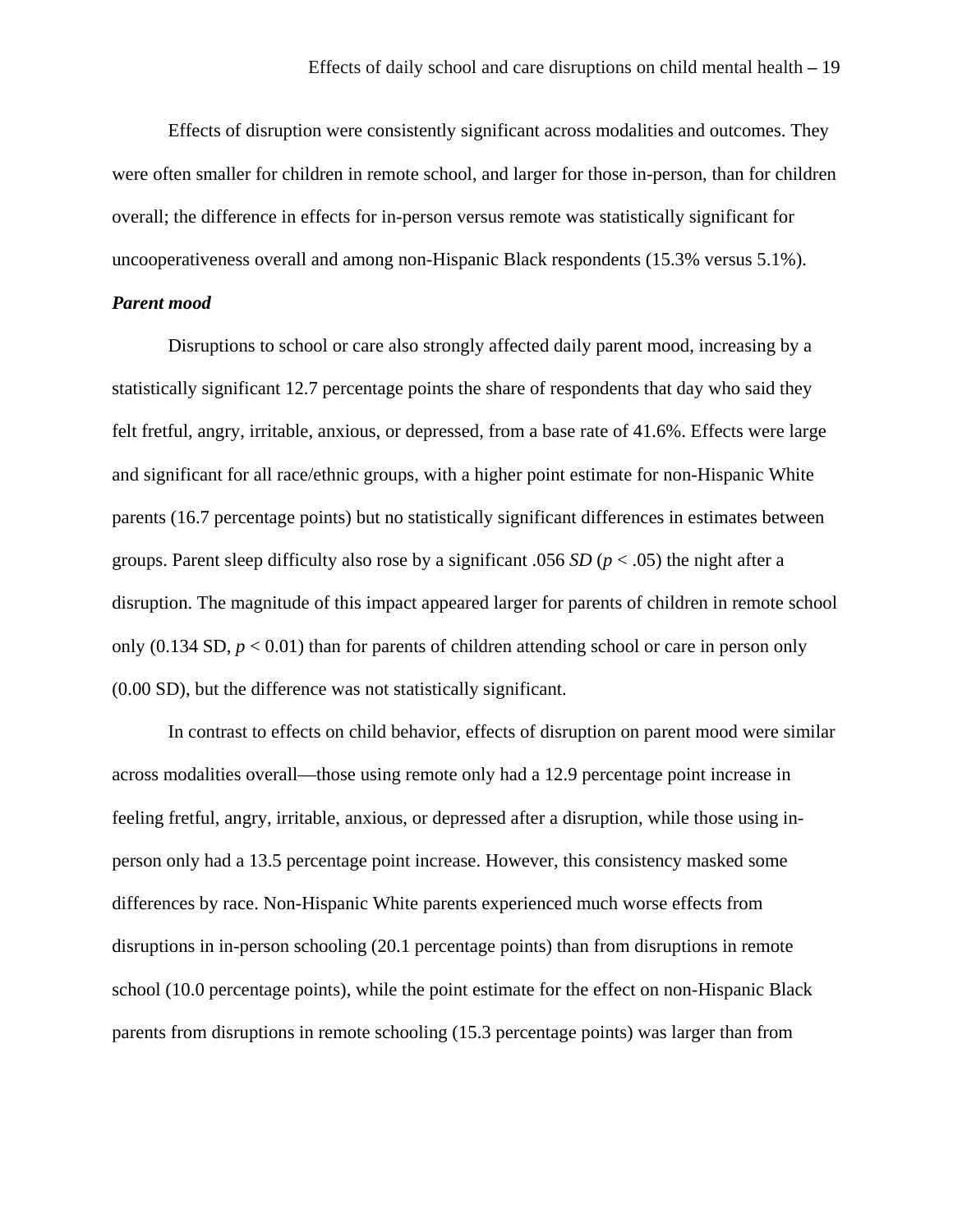Effects of disruption were consistently significant across modalities and outcomes. They were often smaller for children in remote school, and larger for those in-person, than for children overall; the difference in effects for in-person versus remote was statistically significant for uncooperativeness overall and among non-Hispanic Black respondents (15.3% versus 5.1%).

***Parent mood***

Disruptions to school or care also strongly affected daily parent mood, increasing by a statistically significant 12.7 percentage points the share of respondents that day who said they felt fretful, angry, irritable, anxious, or depressed, from a base rate of 41.6%. Effects were large and significant for all race/ethnic groups, with a higher point estimate for non-Hispanic White parents (16.7 percentage points) but no statistically significant differences in estimates between groups. Parent sleep difficulty also rose by a significant .056 *SD* ($p < .05$) the night after a disruption. The magnitude of this impact appeared larger for parents of children in remote school only (0.134 SD, $p < 0.01$) than for parents of children attending school or care in person only (0.00 SD), but the difference was not statistically significant.

In contrast to effects on child behavior, effects of disruption on parent mood were similar across modalities overall—those using remote only had a 12.9 percentage point increase in feeling fretful, angry, irritable, anxious, or depressed after a disruption, while those using in-person only had a 13.5 percentage point increase. However, this consistency masked some differences by race. Non-Hispanic White parents experienced much worse effects from disruptions in in-person schooling (20.1 percentage points) than from disruptions in remote school (10.0 percentage points), while the point estimate for the effect on non-Hispanic Black parents from disruptions in remote schooling (15.3 percentage points) was larger than from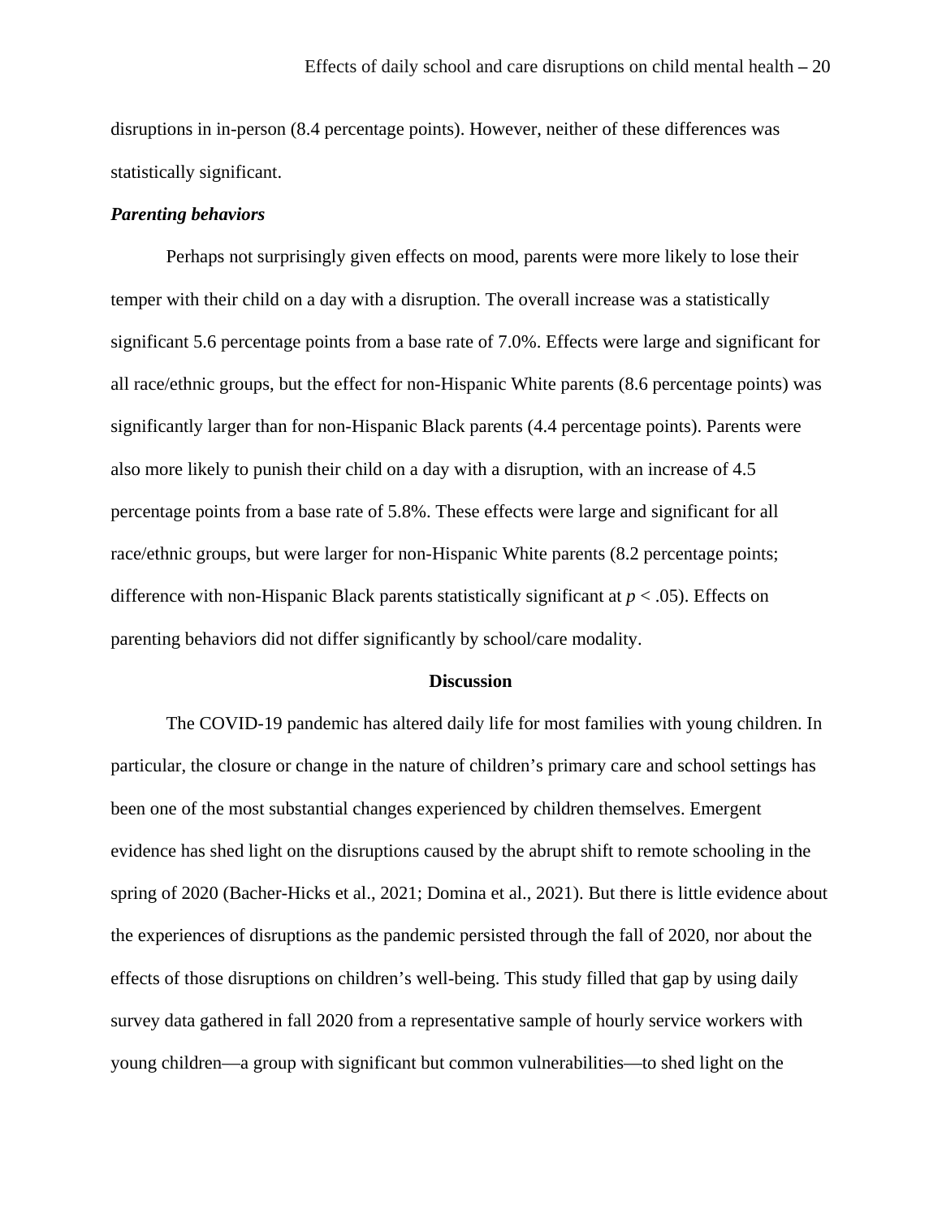disruptions in in-person (8.4 percentage points). However, neither of these differences was statistically significant.

### *Parenting behaviors*

Perhaps not surprisingly given effects on mood, parents were more likely to lose their temper with their child on a day with a disruption. The overall increase was a statistically significant 5.6 percentage points from a base rate of 7.0%. Effects were large and significant for all race/ethnic groups, but the effect for non-Hispanic White parents (8.6 percentage points) was significantly larger than for non-Hispanic Black parents (4.4 percentage points). Parents were also more likely to punish their child on a day with a disruption, with an increase of 4.5 percentage points from a base rate of 5.8%. These effects were large and significant for all race/ethnic groups, but were larger for non-Hispanic White parents (8.2 percentage points; difference with non-Hispanic Black parents statistically significant at $p < .05$). Effects on parenting behaviors did not differ significantly by school/care modality.

## Discussion

The COVID-19 pandemic has altered daily life for most families with young children. In particular, the closure or change in the nature of children's primary care and school settings has been one of the most substantial changes experienced by children themselves. Emergent evidence has shed light on the disruptions caused by the abrupt shift to remote schooling in the spring of 2020 (Bacher-Hicks et al., 2021; Domina et al., 2021). But there is little evidence about the experiences of disruptions as the pandemic persisted through the fall of 2020, nor about the effects of those disruptions on children's well-being. This study filled that gap by using daily survey data gathered in fall 2020 from a representative sample of hourly service workers with young children—a group with significant but common vulnerabilities—to shed light on the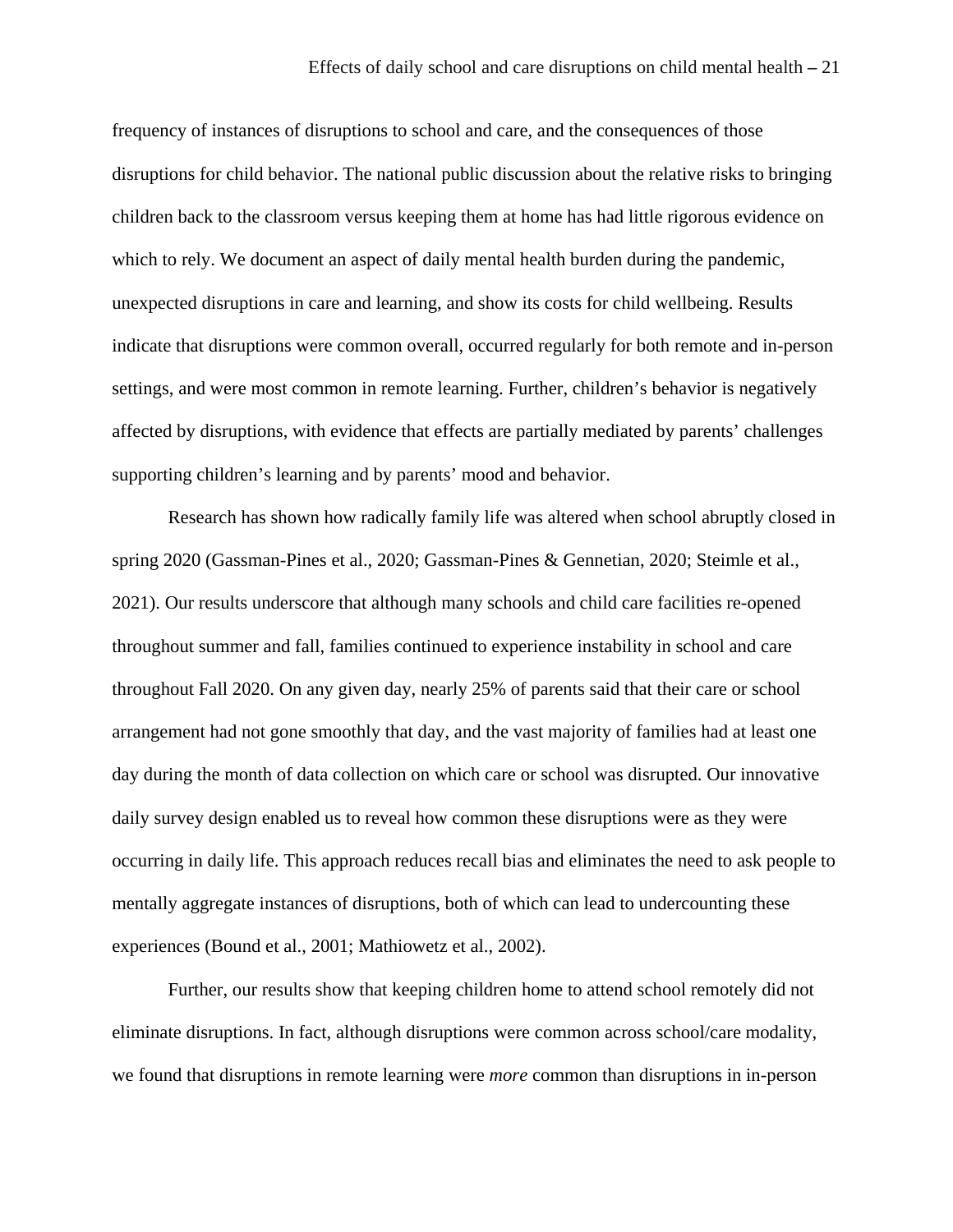frequency of instances of disruptions to school and care, and the consequences of those disruptions for child behavior. The national public discussion about the relative risks to bringing children back to the classroom versus keeping them at home has had little rigorous evidence on which to rely. We document an aspect of daily mental health burden during the pandemic, unexpected disruptions in care and learning, and show its costs for child wellbeing. Results indicate that disruptions were common overall, occurred regularly for both remote and in-person settings, and were most common in remote learning. Further, children's behavior is negatively affected by disruptions, with evidence that effects are partially mediated by parents' challenges supporting children's learning and by parents' mood and behavior.

Research has shown how radically family life was altered when school abruptly closed in spring 2020 (Gassman-Pines et al., 2020; Gassman-Pines & Gennetian, 2020; Steimle et al., 2021). Our results underscore that although many schools and child care facilities re-opened throughout summer and fall, families continued to experience instability in school and care throughout Fall 2020. On any given day, nearly 25% of parents said that their care or school arrangement had not gone smoothly that day, and the vast majority of families had at least one day during the month of data collection on which care or school was disrupted. Our innovative daily survey design enabled us to reveal how common these disruptions were as they were occurring in daily life. This approach reduces recall bias and eliminates the need to ask people to mentally aggregate instances of disruptions, both of which can lead to undercounting these experiences (Bound et al., 2001; Mathiowetz et al., 2002).

Further, our results show that keeping children home to attend school remotely did not eliminate disruptions. In fact, although disruptions were common across school/care modality, we found that disruptions in remote learning were *more* common than disruptions in in-person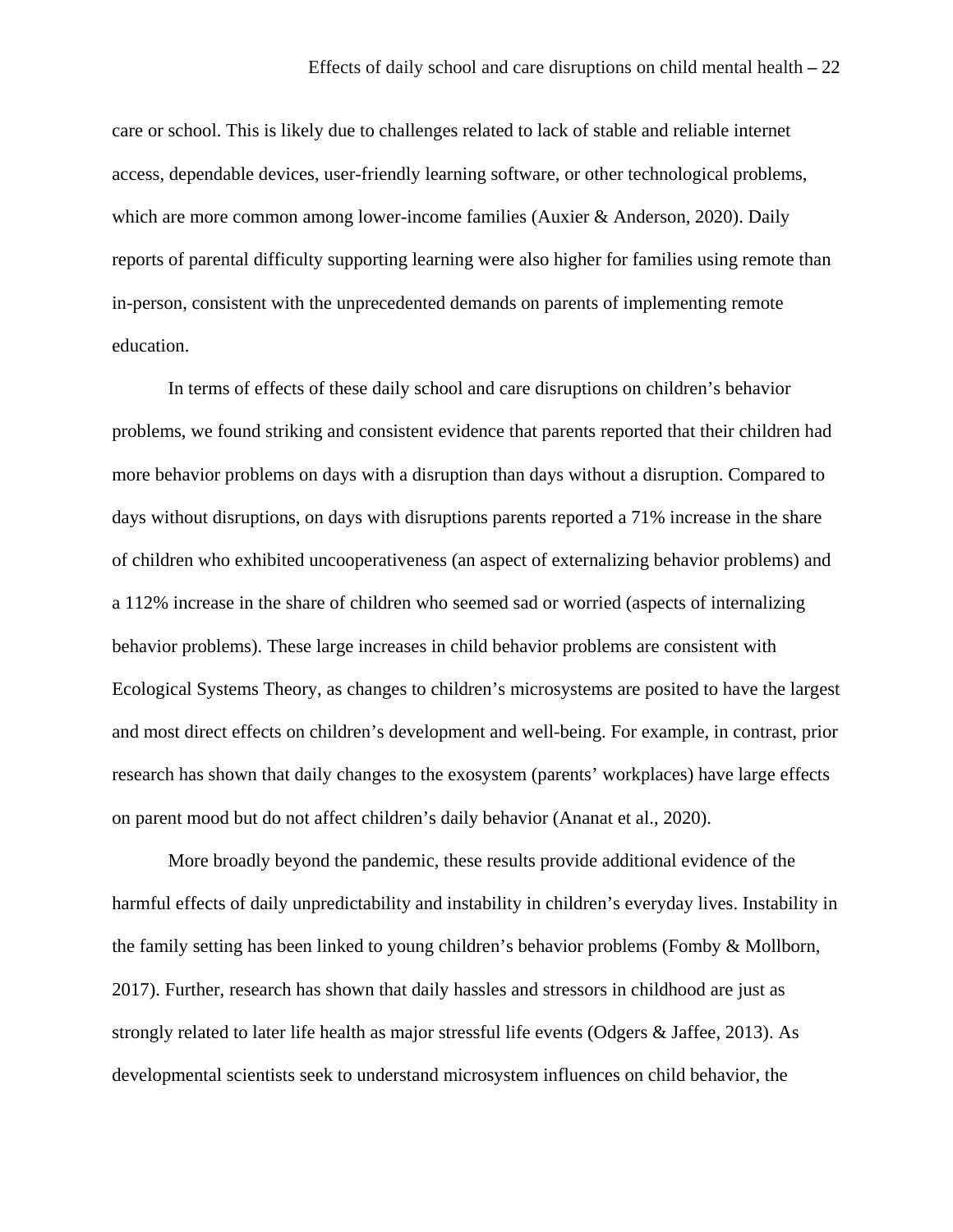care or school. This is likely due to challenges related to lack of stable and reliable internet access, dependable devices, user-friendly learning software, or other technological problems, which are more common among lower-income families (Auxier & Anderson, 2020). Daily reports of parental difficulty supporting learning were also higher for families using remote than in-person, consistent with the unprecedented demands on parents of implementing remote education.

In terms of effects of these daily school and care disruptions on children's behavior problems, we found striking and consistent evidence that parents reported that their children had more behavior problems on days with a disruption than days without a disruption. Compared to days without disruptions, on days with disruptions parents reported a 71% increase in the share of children who exhibited uncooperativeness (an aspect of externalizing behavior problems) and a 112% increase in the share of children who seemed sad or worried (aspects of internalizing behavior problems). These large increases in child behavior problems are consistent with Ecological Systems Theory, as changes to children's microsystems are posited to have the largest and most direct effects on children's development and well-being. For example, in contrast, prior research has shown that daily changes to the exosystem (parents' workplaces) have large effects on parent mood but do not affect children's daily behavior (Ananat et al., 2020).

More broadly beyond the pandemic, these results provide additional evidence of the harmful effects of daily unpredictability and instability in children's everyday lives. Instability in the family setting has been linked to young children's behavior problems (Fomby & Mollborn, 2017). Further, research has shown that daily hassles and stressors in childhood are just as strongly related to later life health as major stressful life events (Odgers & Jaffee, 2013). As developmental scientists seek to understand microsystem influences on child behavior, the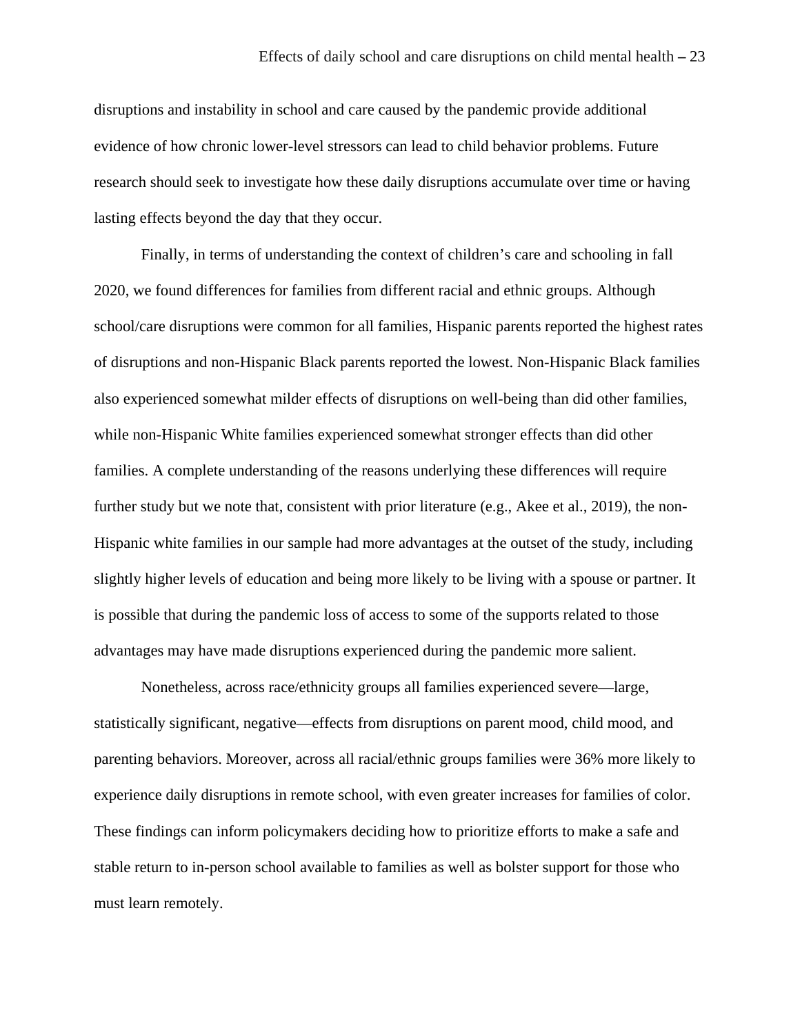disruptions and instability in school and care caused by the pandemic provide additional evidence of how chronic lower-level stressors can lead to child behavior problems. Future research should seek to investigate how these daily disruptions accumulate over time or having lasting effects beyond the day that they occur.

Finally, in terms of understanding the context of children's care and schooling in fall 2020, we found differences for families from different racial and ethnic groups. Although school/care disruptions were common for all families, Hispanic parents reported the highest rates of disruptions and non-Hispanic Black parents reported the lowest. Non-Hispanic Black families also experienced somewhat milder effects of disruptions on well-being than did other families, while non-Hispanic White families experienced somewhat stronger effects than did other families. A complete understanding of the reasons underlying these differences will require further study but we note that, consistent with prior literature (e.g., Akee et al., 2019), the non-Hispanic white families in our sample had more advantages at the outset of the study, including slightly higher levels of education and being more likely to be living with a spouse or partner. It is possible that during the pandemic loss of access to some of the supports related to those advantages may have made disruptions experienced during the pandemic more salient.

Nonetheless, across race/ethnicity groups all families experienced severe—large, statistically significant, negative—effects from disruptions on parent mood, child mood, and parenting behaviors. Moreover, across all racial/ethnic groups families were 36% more likely to experience daily disruptions in remote school, with even greater increases for families of color. These findings can inform policymakers deciding how to prioritize efforts to make a safe and stable return to in-person school available to families as well as bolster support for those who must learn remotely.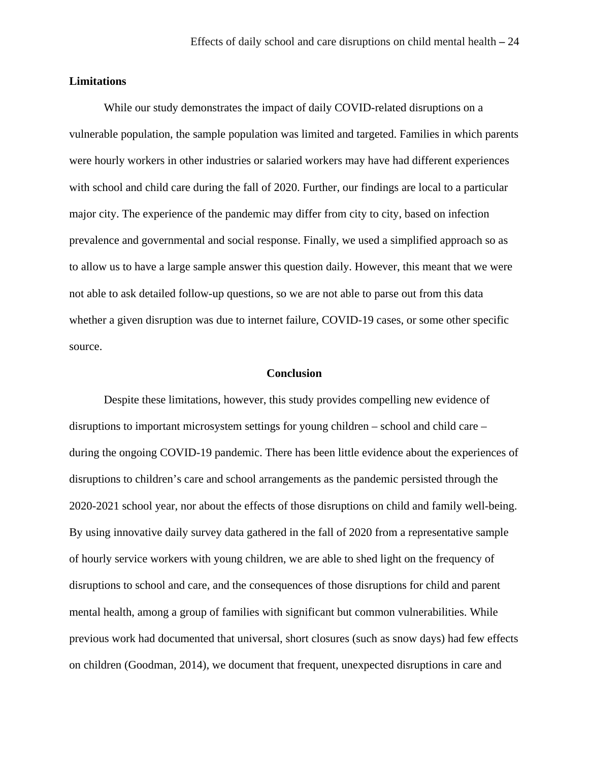**Limitations**

While our study demonstrates the impact of daily COVID-related disruptions on a vulnerable population, the sample population was limited and targeted. Families in which parents were hourly workers in other industries or salaried workers may have had different experiences with school and child care during the fall of 2020. Further, our findings are local to a particular major city. The experience of the pandemic may differ from city to city, based on infection prevalence and governmental and social response. Finally, we used a simplified approach so as to allow us to have a large sample answer this question daily. However, this meant that we were not able to ask detailed follow-up questions, so we are not able to parse out from this data whether a given disruption was due to internet failure, COVID-19 cases, or some other specific source.

## Conclusion

Despite these limitations, however, this study provides compelling new evidence of disruptions to important microsystem settings for young children – school and child care – during the ongoing COVID-19 pandemic. There has been little evidence about the experiences of disruptions to children's care and school arrangements as the pandemic persisted through the 2020-2021 school year, nor about the effects of those disruptions on child and family well-being. By using innovative daily survey data gathered in the fall of 2020 from a representative sample of hourly service workers with young children, we are able to shed light on the frequency of disruptions to school and care, and the consequences of those disruptions for child and parent mental health, among a group of families with significant but common vulnerabilities. While previous work had documented that universal, short closures (such as snow days) had few effects on children (Goodman, 2014), we document that frequent, unexpected disruptions in care and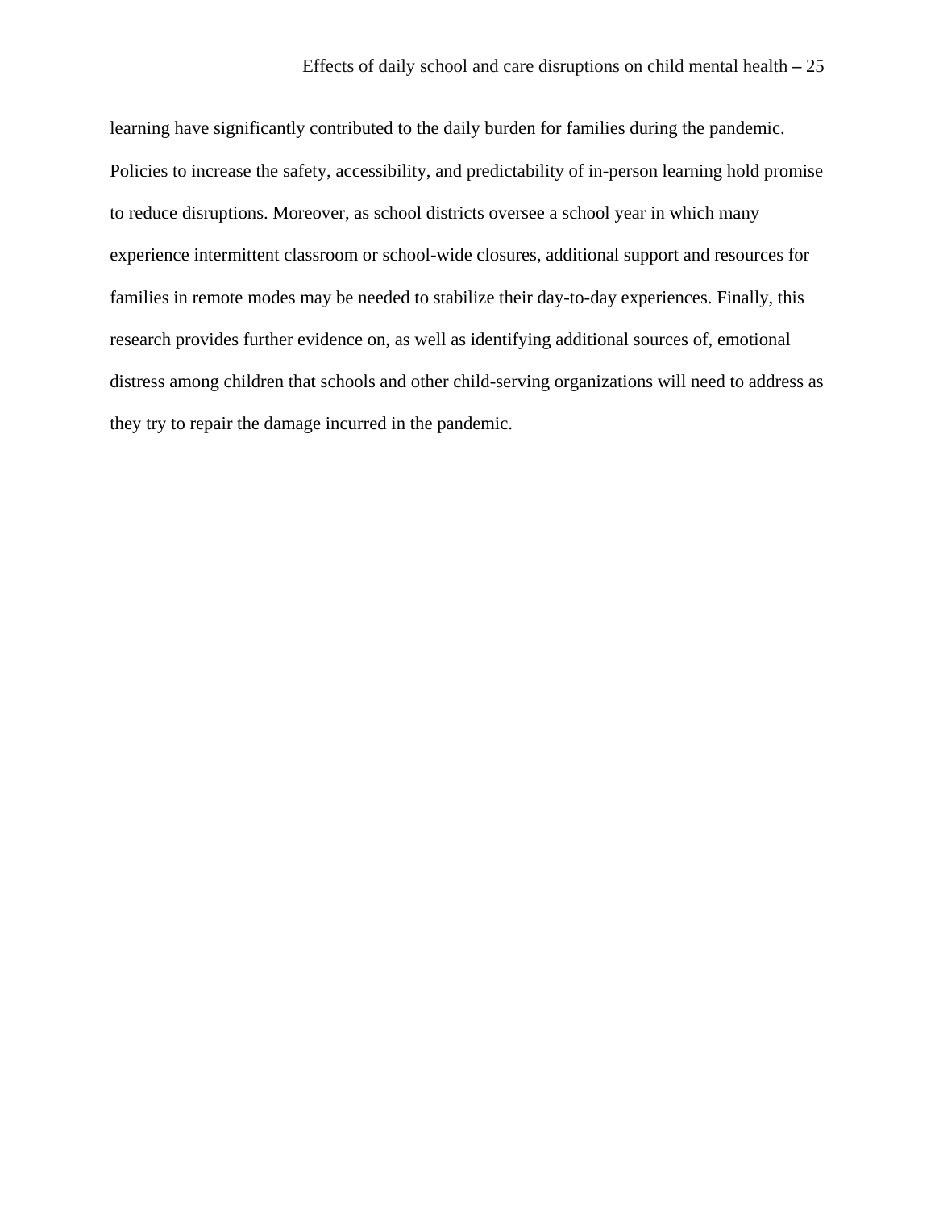learning have significantly contributed to the daily burden for families during the pandemic. Policies to increase the safety, accessibility, and predictability of in-person learning hold promise to reduce disruptions. Moreover, as school districts oversee a school year in which many experience intermittent classroom or school-wide closures, additional support and resources for families in remote modes may be needed to stabilize their day-to-day experiences. Finally, this research provides further evidence on, as well as identifying additional sources of, emotional distress among children that schools and other child-serving organizations will need to address as they try to repair the damage incurred in the pandemic.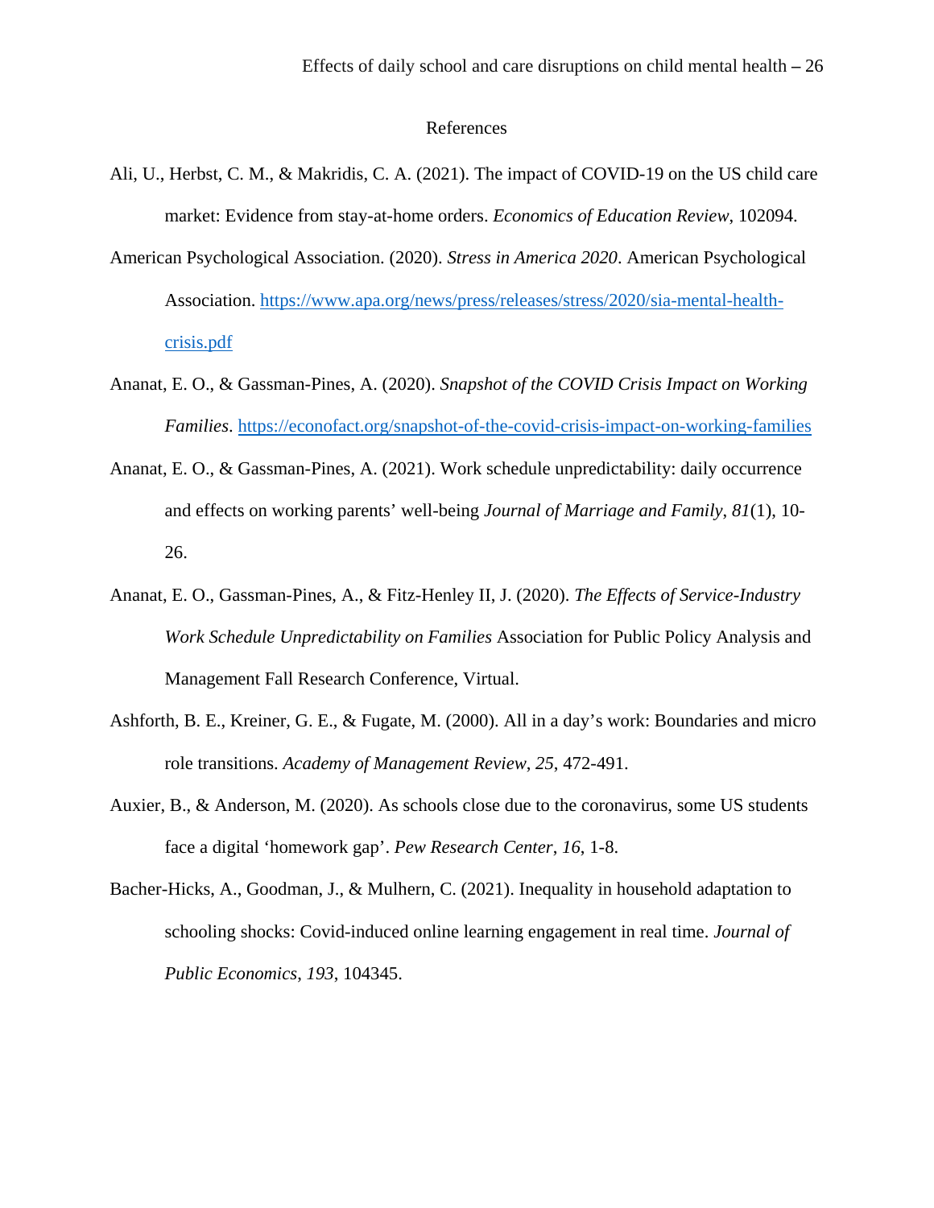# References

Ali, U., Herbst, C. M., & Makridis, C. A. (2021). The impact of COVID-19 on the US child care market: Evidence from stay-at-home orders. *Economics of Education Review*, 102094.

American Psychological Association. (2020). *Stress in America 2020*. American Psychological Association. https://www.apa.org/news/press/releases/stress/2020/sia-mental-health-crisis.pdf

Ananat, E. O., & Gassman-Pines, A. (2020). *Snapshot of the COVID Crisis Impact on Working Families*. https://econofact.org/snapshot-of-the-covid-crisis-impact-on-working-families

Ananat, E. O., & Gassman-Pines, A. (2021). Work schedule unpredictability: daily occurrence and effects on working parents' well-being *Journal of Marriage and Family*, *81*(1), 10-26.

Ananat, E. O., Gassman-Pines, A., & Fitz-Henley II, J. (2020). *The Effects of Service-Industry Work Schedule Unpredictability on Families* Association for Public Policy Analysis and Management Fall Research Conference, Virtual.

Ashforth, B. E., Kreiner, G. E., & Fugate, M. (2000). All in a day's work: Boundaries and micro role transitions. *Academy of Management Review*, *25*, 472-491.

Auxier, B., & Anderson, M. (2020). As schools close due to the coronavirus, some US students face a digital 'homework gap'. *Pew Research Center*, *16*, 1-8.

Bacher-Hicks, A., Goodman, J., & Mulhern, C. (2021). Inequality in household adaptation to schooling shocks: Covid-induced online learning engagement in real time. *Journal of Public Economics*, *193*, 104345.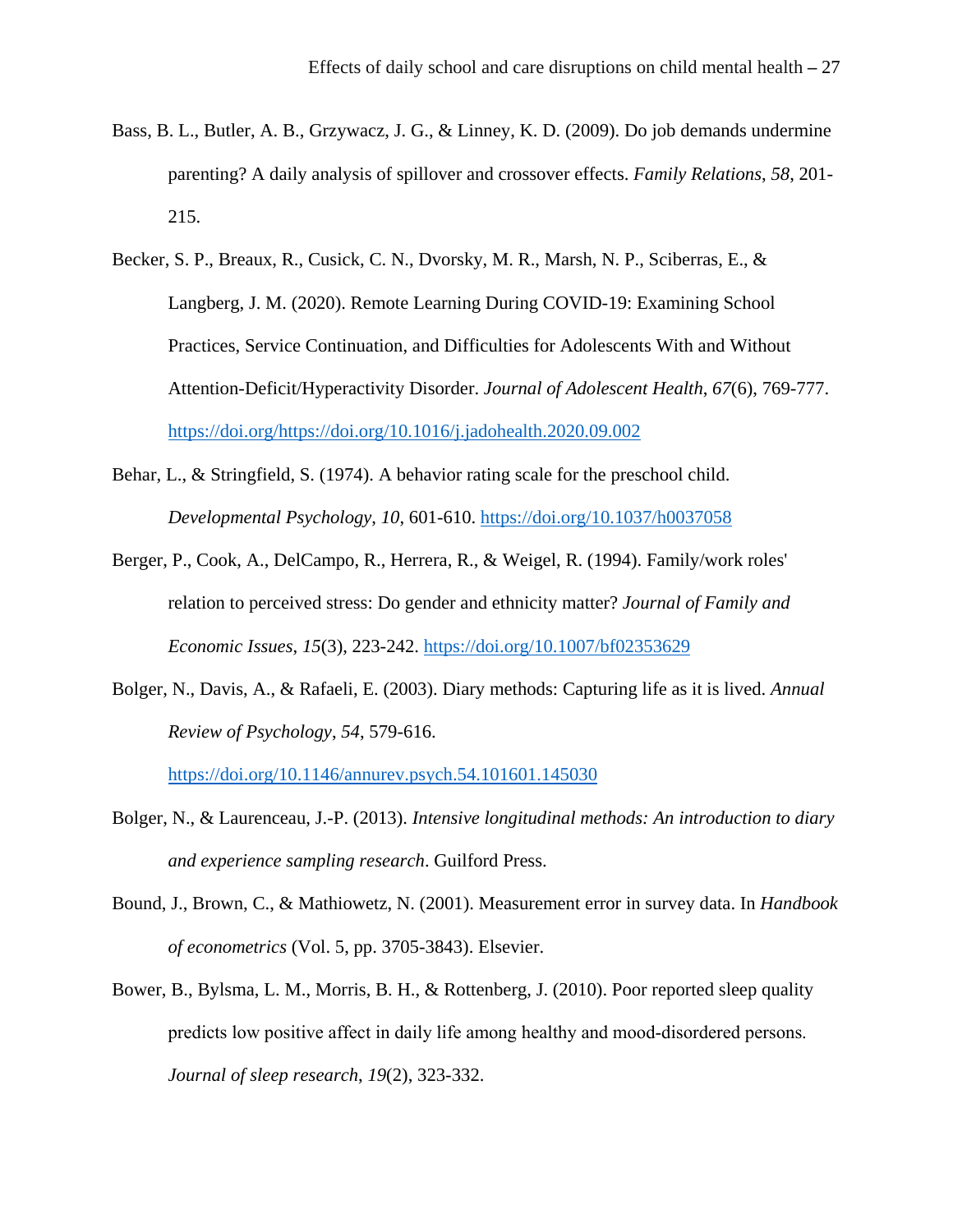Bass, B. L., Butler, A. B., Grzywacz, J. G., & Linney, K. D. (2009). Do job demands undermine parenting? A daily analysis of spillover and crossover effects. *Family Relations*, *58*, 201-215.

Becker, S. P., Breaux, R., Cusick, C. N., Dvorsky, M. R., Marsh, N. P., Sciberras, E., & Langberg, J. M. (2020). Remote Learning During COVID-19: Examining School Practices, Service Continuation, and Difficulties for Adolescents With and Without Attention-Deficit/Hyperactivity Disorder. *Journal of Adolescent Health*, *67*(6), 769-777. https://doi.org/https://doi.org/10.1016/j.jadohealth.2020.09.002

Behar, L., & Stringfield, S. (1974). A behavior rating scale for the preschool child. *Developmental Psychology*, *10*, 601-610. https://doi.org/10.1037/h0037058

Berger, P., Cook, A., DelCampo, R., Herrera, R., & Weigel, R. (1994). Family/work roles' relation to perceived stress: Do gender and ethnicity matter? *Journal of Family and Economic Issues*, *15*(3), 223-242. https://doi.org/10.1007/bf02353629

Bolger, N., Davis, A., & Rafaeli, E. (2003). Diary methods: Capturing life as it is lived. *Annual Review of Psychology*, *54*, 579-616. https://doi.org/10.1146/annurev.psych.54.101601.145030

Bolger, N., & Laurenceau, J.-P. (2013). *Intensive longitudinal methods: An introduction to diary and experience sampling research*. Guilford Press.

Bound, J., Brown, C., & Mathiowetz, N. (2001). Measurement error in survey data. In *Handbook of econometrics* (Vol. 5, pp. 3705-3843). Elsevier.

Bower, B., Bylsma, L. M., Morris, B. H., & Rottenberg, J. (2010). Poor reported sleep quality predicts low positive affect in daily life among healthy and mood-disordered persons. *Journal of sleep research*, *19*(2), 323-332.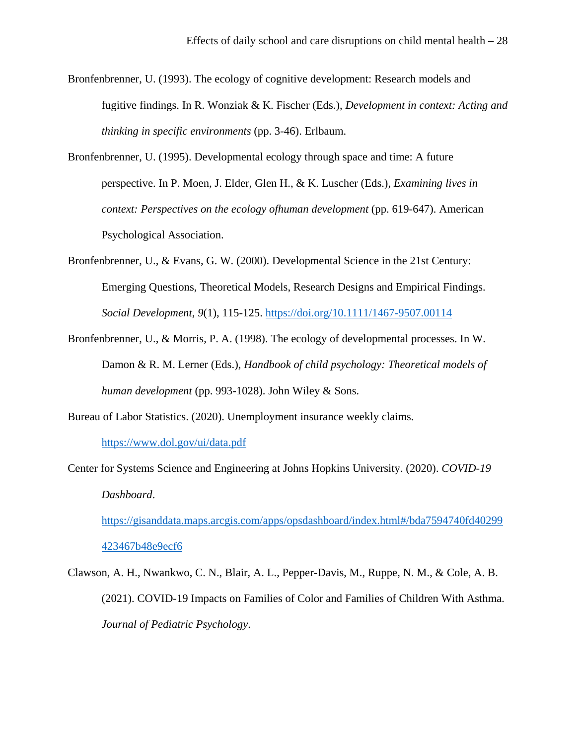Bronfenbrenner, U. (1993). The ecology of cognitive development: Research models and fugitive findings. In R. Wonziak & K. Fischer (Eds.), *Development in context: Acting and thinking in specific environments* (pp. 3-46). Erlbaum.

Bronfenbrenner, U. (1995). Developmental ecology through space and time: A future perspective. In P. Moen, J. Elder, Glen H., & K. Luscher (Eds.), *Examining lives in context: Perspectives on the ecology ofhuman development* (pp. 619-647). American Psychological Association.

Bronfenbrenner, U., & Evans, G. W. (2000). Developmental Science in the 21st Century: Emerging Questions, Theoretical Models, Research Designs and Empirical Findings. *Social Development*, *9*(1), 115-125. https://doi.org/10.1111/1467-9507.00114

Bronfenbrenner, U., & Morris, P. A. (1998). The ecology of developmental processes. In W. Damon & R. M. Lerner (Eds.), *Handbook of child psychology: Theoretical models of human development* (pp. 993-1028). John Wiley & Sons.

Bureau of Labor Statistics. (2020). Unemployment insurance weekly claims. https://www.dol.gov/ui/data.pdf

Center for Systems Science and Engineering at Johns Hopkins University. (2020). *COVID-19 Dashboard*. https://gisanddata.maps.arcgis.com/apps/opsdashboard/index.html#/bda7594740fd40299423467b48e9ecf6

Clawson, A. H., Nwankwo, C. N., Blair, A. L., Pepper-Davis, M., Ruppe, N. M., & Cole, A. B. (2021). COVID-19 Impacts on Families of Color and Families of Children With Asthma. *Journal of Pediatric Psychology*.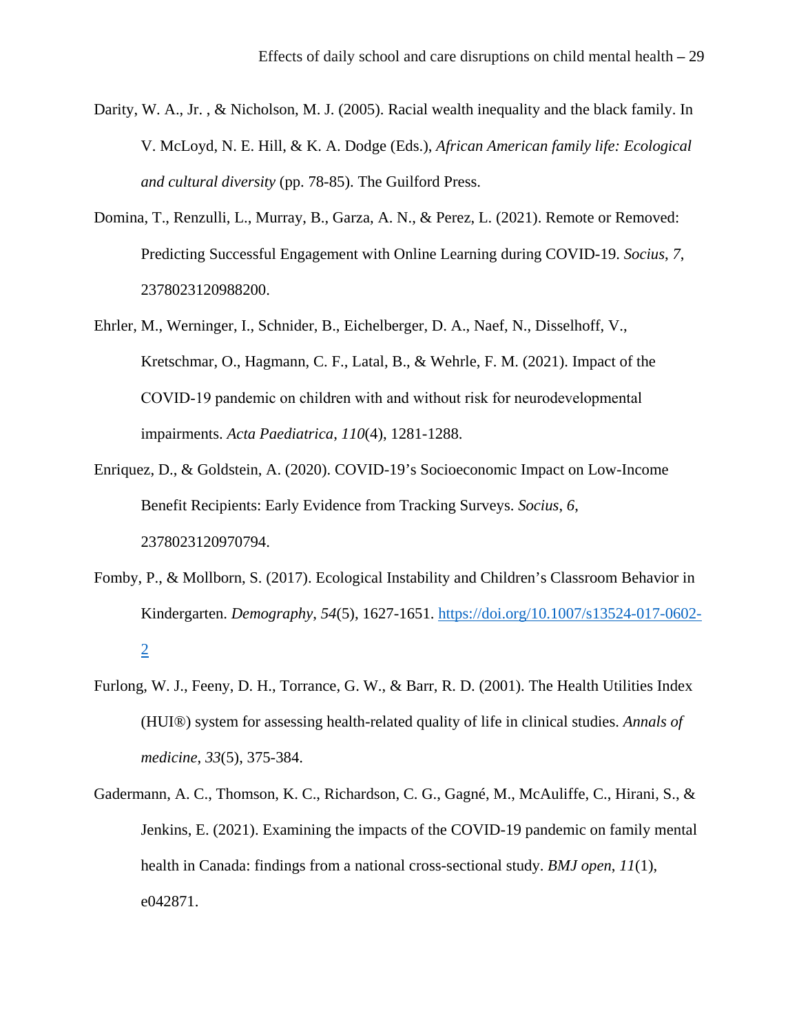Darity, W. A., Jr. , & Nicholson, M. J. (2005). Racial wealth inequality and the black family. In V. McLoyd, N. E. Hill, & K. A. Dodge (Eds.), *African American family life: Ecological and cultural diversity* (pp. 78-85). The Guilford Press.

Domina, T., Renzulli, L., Murray, B., Garza, A. N., & Perez, L. (2021). Remote or Removed: Predicting Successful Engagement with Online Learning during COVID-19. *Socius*, *7*, 2378023120988200.

Ehrler, M., Werninger, I., Schnider, B., Eichelberger, D. A., Naef, N., Disselhoff, V., Kretschmar, O., Hagmann, C. F., Latal, B., & Wehrle, F. M. (2021). Impact of the COVID-19 pandemic on children with and without risk for neurodevelopmental impairments. *Acta Paediatrica*, *110*(4), 1281-1288.

Enriquez, D., & Goldstein, A. (2020). COVID-19's Socioeconomic Impact on Low-Income Benefit Recipients: Early Evidence from Tracking Surveys. *Socius*, *6*, 2378023120970794.

Fomby, P., & Mollborn, S. (2017). Ecological Instability and Children's Classroom Behavior in Kindergarten. *Demography*, *54*(5), 1627-1651. https://doi.org/10.1007/s13524-017-0602-2

Furlong, W. J., Feeny, D. H., Torrance, G. W., & Barr, R. D. (2001). The Health Utilities Index (HUI®) system for assessing health-related quality of life in clinical studies. *Annals of medicine*, *33*(5), 375-384.

Gadermann, A. C., Thomson, K. C., Richardson, C. G., Gagné, M., McAuliffe, C., Hirani, S., & Jenkins, E. (2021). Examining the impacts of the COVID-19 pandemic on family mental health in Canada: findings from a national cross-sectional study. *BMJ open*, *11*(1), e042871.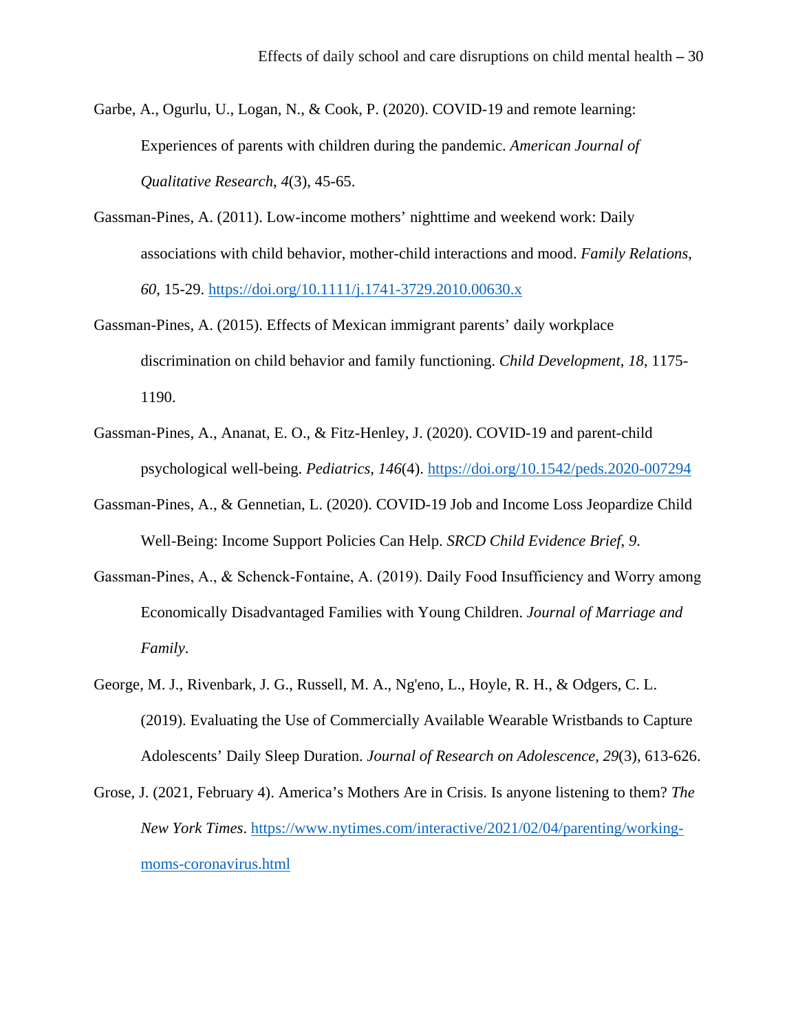Garbe, A., Ogurlu, U., Logan, N., & Cook, P. (2020). COVID-19 and remote learning: Experiences of parents with children during the pandemic. *American Journal of Qualitative Research*, *4*(3), 45-65.

Gassman-Pines, A. (2011). Low-income mothers' nighttime and weekend work: Daily associations with child behavior, mother-child interactions and mood. *Family Relations*, *60*, 15-29. https://doi.org/10.1111/j.1741-3729.2010.00630.x

Gassman-Pines, A. (2015). Effects of Mexican immigrant parents' daily workplace discrimination on child behavior and family functioning. *Child Development*, *18*, 1175-1190.

Gassman-Pines, A., Ananat, E. O., & Fitz-Henley, J. (2020). COVID-19 and parent-child psychological well-being. *Pediatrics*, *146*(4). https://doi.org/10.1542/peds.2020-007294

Gassman-Pines, A., & Gennetian, L. (2020). COVID-19 Job and Income Loss Jeopardize Child Well-Being: Income Support Policies Can Help. *SRCD Child Evidence Brief*, *9*.

Gassman-Pines, A., & Schenck-Fontaine, A. (2019). Daily Food Insufficiency and Worry among Economically Disadvantaged Families with Young Children. *Journal of Marriage and Family*.

George, M. J., Rivenbark, J. G., Russell, M. A., Ng'eno, L., Hoyle, R. H., & Odgers, C. L. (2019). Evaluating the Use of Commercially Available Wearable Wristbands to Capture Adolescents' Daily Sleep Duration. *Journal of Research on Adolescence*, *29*(3), 613-626.

Grose, J. (2021, February 4). America's Mothers Are in Crisis. Is anyone listening to them? *The New York Times*. https://www.nytimes.com/interactive/2021/02/04/parenting/working-moms-coronavirus.html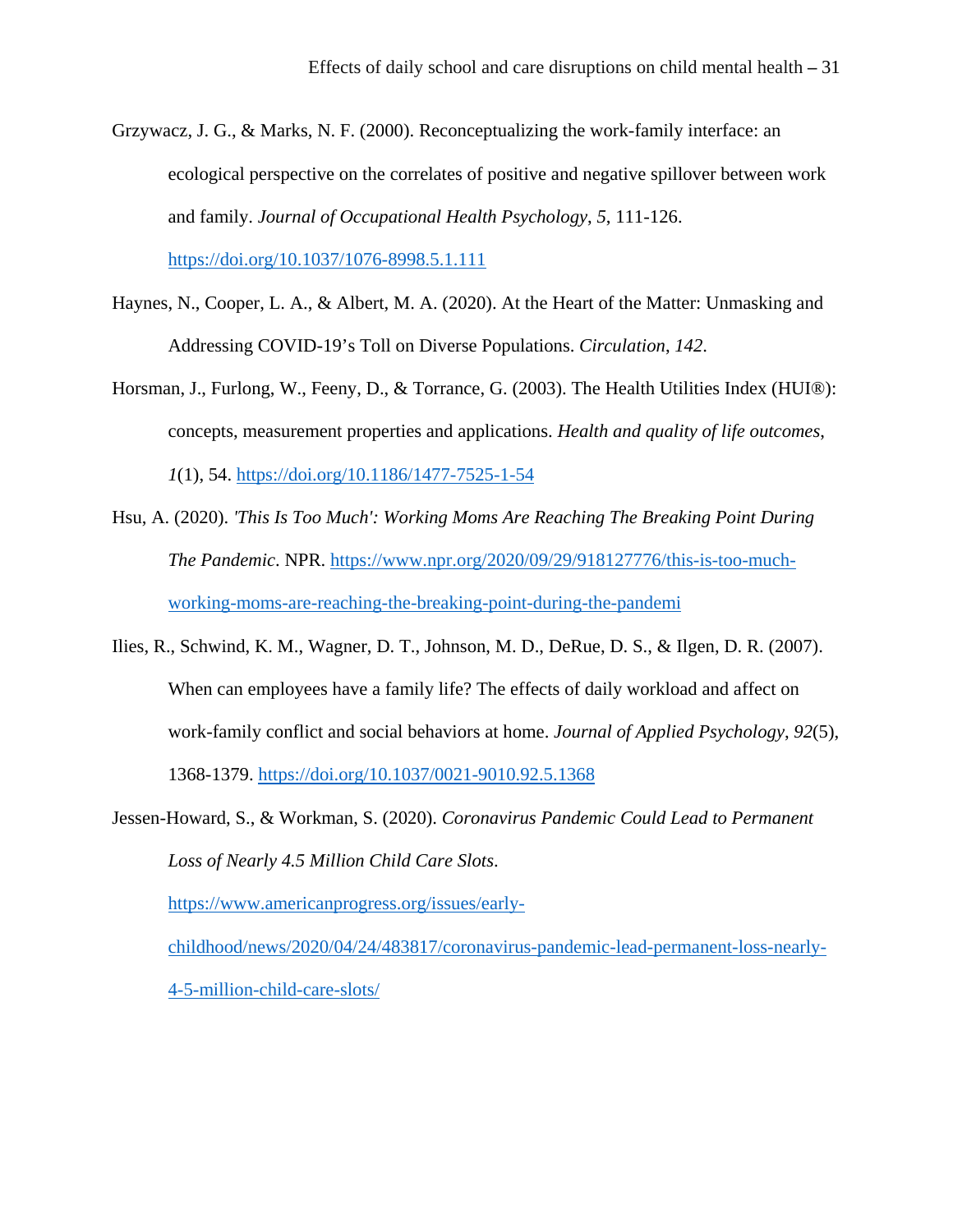Grzywacz, J. G., & Marks, N. F. (2000). Reconceptualizing the work-family interface: an ecological perspective on the correlates of positive and negative spillover between work and family. *Journal of Occupational Health Psychology*, *5*, 111-126. https://doi.org/10.1037/1076-8998.5.1.111

Haynes, N., Cooper, L. A., & Albert, M. A. (2020). At the Heart of the Matter: Unmasking and Addressing COVID-19's Toll on Diverse Populations. *Circulation*, *142*.

Horsman, J., Furlong, W., Feeny, D., & Torrance, G. (2003). The Health Utilities Index (HUI®): concepts, measurement properties and applications. *Health and quality of life outcomes*, *1*(1), 54. https://doi.org/10.1186/1477-7525-1-54

Hsu, A. (2020). *'This Is Too Much': Working Moms Are Reaching The Breaking Point During The Pandemic*. NPR. https://www.npr.org/2020/09/29/918127776/this-is-too-much-working-moms-are-reaching-the-breaking-point-during-the-pandemi

Ilies, R., Schwind, K. M., Wagner, D. T., Johnson, M. D., DeRue, D. S., & Ilgen, D. R. (2007). When can employees have a family life? The effects of daily workload and affect on work-family conflict and social behaviors at home. *Journal of Applied Psychology*, *92*(5), 1368-1379. https://doi.org/10.1037/0021-9010.92.5.1368

Jessen-Howard, S., & Workman, S. (2020). *Coronavirus Pandemic Could Lead to Permanent Loss of Nearly 4.5 Million Child Care Slots*. https://www.americanprogress.org/issues/early-childhood/news/2020/04/24/483817/coronavirus-pandemic-lead-permanent-loss-nearly-4-5-million-child-care-slots/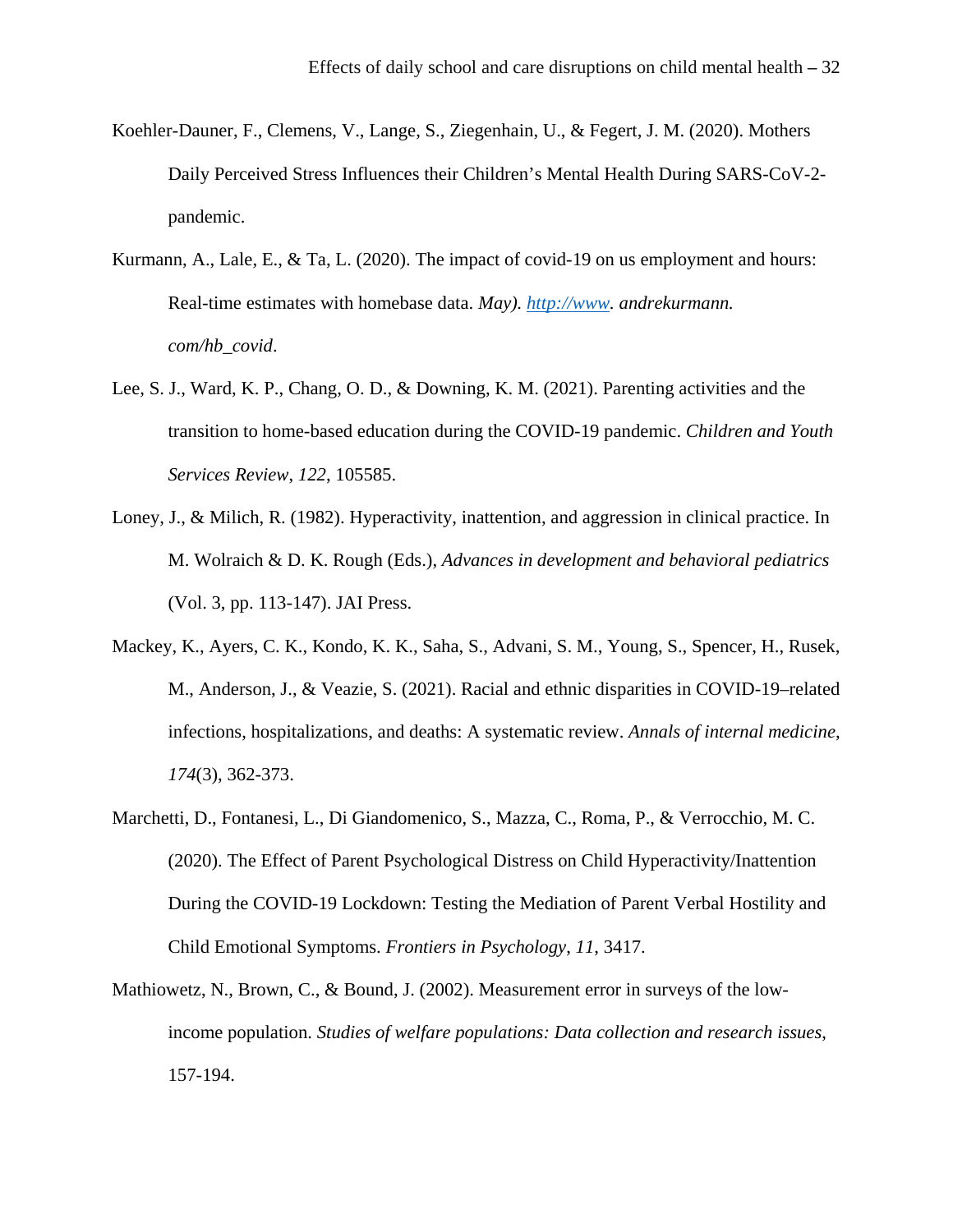Koehler-Dauner, F., Clemens, V., Lange, S., Ziegenhain, U., & Fegert, J. M. (2020). Mothers Daily Perceived Stress Influences their Children's Mental Health During SARS-CoV-2-pandemic.

Kurmann, A., Lale, E., & Ta, L. (2020). The impact of covid-19 on us employment and hours: Real-time estimates with homebase data. *May). [http://www](http://www). andrekurmann. com/hb_covid*.

Lee, S. J., Ward, K. P., Chang, O. D., & Downing, K. M. (2021). Parenting activities and the transition to home-based education during the COVID-19 pandemic. *Children and Youth Services Review*, *122*, 105585.

Loney, J., & Milich, R. (1982). Hyperactivity, inattention, and aggression in clinical practice. In M. Wolraich & D. K. Rough (Eds.), *Advances in development and behavioral pediatrics* (Vol. 3, pp. 113-147). JAI Press.

Mackey, K., Ayers, C. K., Kondo, K. K., Saha, S., Advani, S. M., Young, S., Spencer, H., Rusek, M., Anderson, J., & Veazie, S. (2021). Racial and ethnic disparities in COVID-19–related infections, hospitalizations, and deaths: A systematic review. *Annals of internal medicine*, *174*(3), 362-373.

Marchetti, D., Fontanesi, L., Di Giandomenico, S., Mazza, C., Roma, P., & Verrocchio, M. C. (2020). The Effect of Parent Psychological Distress on Child Hyperactivity/Inattention During the COVID-19 Lockdown: Testing the Mediation of Parent Verbal Hostility and Child Emotional Symptoms. *Frontiers in Psychology*, *11*, 3417.

Mathiowetz, N., Brown, C., & Bound, J. (2002). Measurement error in surveys of the low-income population. *Studies of welfare populations: Data collection and research issues*, 157-194.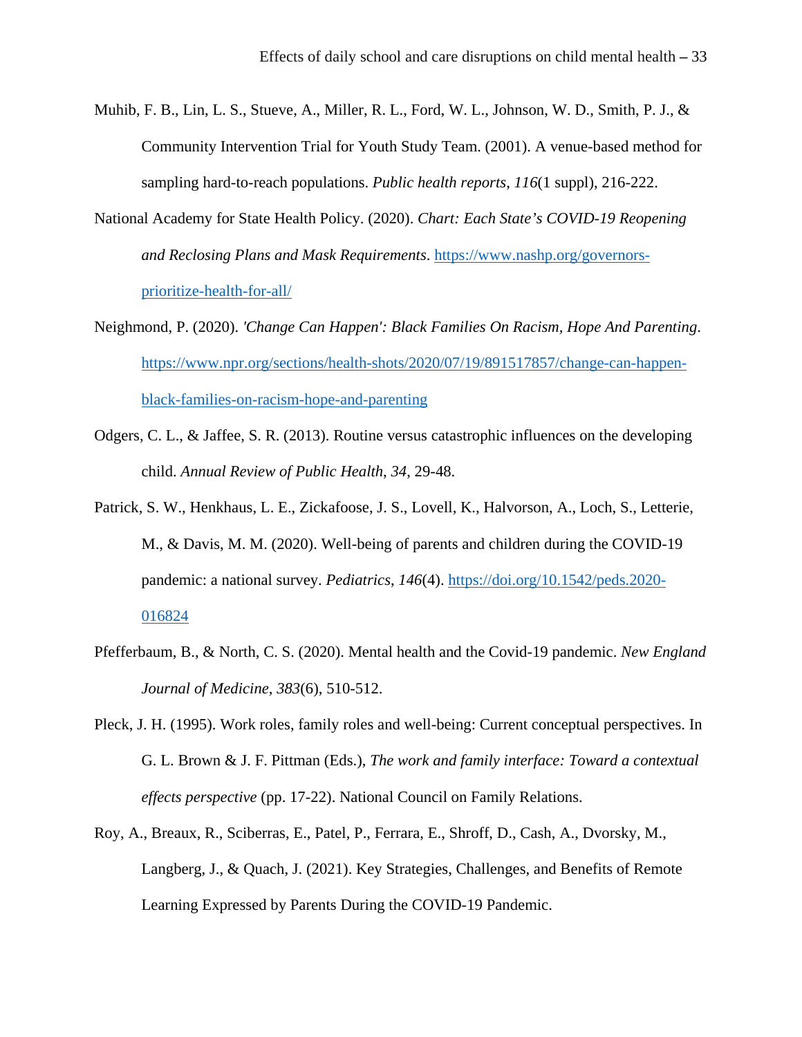Muhib, F. B., Lin, L. S., Stueve, A., Miller, R. L., Ford, W. L., Johnson, W. D., Smith, P. J., & Community Intervention Trial for Youth Study Team. (2001). A venue-based method for sampling hard-to-reach populations. *Public health reports*, *116*(1 suppl), 216-222.

National Academy for State Health Policy. (2020). *Chart: Each State's COVID-19 Reopening and Reclosing Plans and Mask Requirements*. https://www.nashp.org/governors-prioritize-health-for-all/

Neighmond, P. (2020). *'Change Can Happen': Black Families On Racism, Hope And Parenting*. https://www.npr.org/sections/health-shots/2020/07/19/891517857/change-can-happen-black-families-on-racism-hope-and-parenting

Odgers, C. L., & Jaffee, S. R. (2013). Routine versus catastrophic influences on the developing child. *Annual Review of Public Health*, *34*, 29-48.

Patrick, S. W., Henkhaus, L. E., Zickafoose, J. S., Lovell, K., Halvorson, A., Loch, S., Letterie, M., & Davis, M. M. (2020). Well-being of parents and children during the COVID-19 pandemic: a national survey. *Pediatrics*, *146*(4). https://doi.org/10.1542/peds.2020-016824

Pfefferbaum, B., & North, C. S. (2020). Mental health and the Covid-19 pandemic. *New England Journal of Medicine*, *383*(6), 510-512.

Pleck, J. H. (1995). Work roles, family roles and well-being: Current conceptual perspectives. In G. L. Brown & J. F. Pittman (Eds.), *The work and family interface: Toward a contextual effects perspective* (pp. 17-22). National Council on Family Relations.

Roy, A., Breaux, R., Sciberras, E., Patel, P., Ferrara, E., Shroff, D., Cash, A., Dvorsky, M., Langberg, J., & Quach, J. (2021). Key Strategies, Challenges, and Benefits of Remote Learning Expressed by Parents During the COVID-19 Pandemic.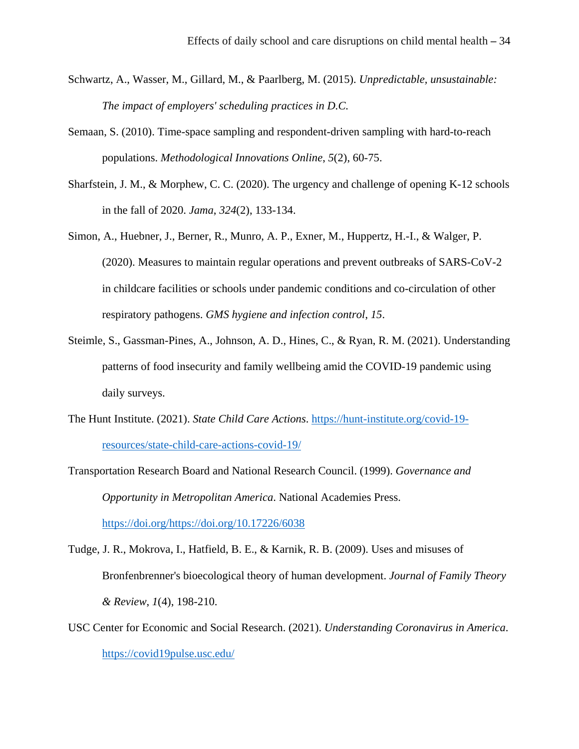Schwartz, A., Wasser, M., Gillard, M., & Paarlberg, M. (2015). *Unpredictable, unsustainable: The impact of employers' scheduling practices in D.C.*

Semaan, S. (2010). Time-space sampling and respondent-driven sampling with hard-to-reach populations. *Methodological Innovations Online*, *5*(2), 60-75.

Sharfstein, J. M., & Morphew, C. C. (2020). The urgency and challenge of opening K-12 schools in the fall of 2020. *Jama*, *324*(2), 133-134.

Simon, A., Huebner, J., Berner, R., Munro, A. P., Exner, M., Huppertz, H.-I., & Walger, P. (2020). Measures to maintain regular operations and prevent outbreaks of SARS-CoV-2 in childcare facilities or schools under pandemic conditions and co-circulation of other respiratory pathogens. *GMS hygiene and infection control*, *15*.

Steimle, S., Gassman-Pines, A., Johnson, A. D., Hines, C., & Ryan, R. M. (2021). Understanding patterns of food insecurity and family wellbeing amid the COVID-19 pandemic using daily surveys.

The Hunt Institute. (2021). *State Child Care Actions*. https://hunt-institute.org/covid-19-resources/state-child-care-actions-covid-19/

Transportation Research Board and National Research Council. (1999). *Governance and Opportunity in Metropolitan America*. National Academies Press. https://doi.org/https://doi.org/10.17226/6038

Tudge, J. R., Mokrova, I., Hatfield, B. E., & Karnik, R. B. (2009). Uses and misuses of Bronfenbrenner's bioecological theory of human development. *Journal of Family Theory & Review*, *1*(4), 198-210.

USC Center for Economic and Social Research. (2021). *Understanding Coronavirus in America*. https://covid19pulse.usc.edu/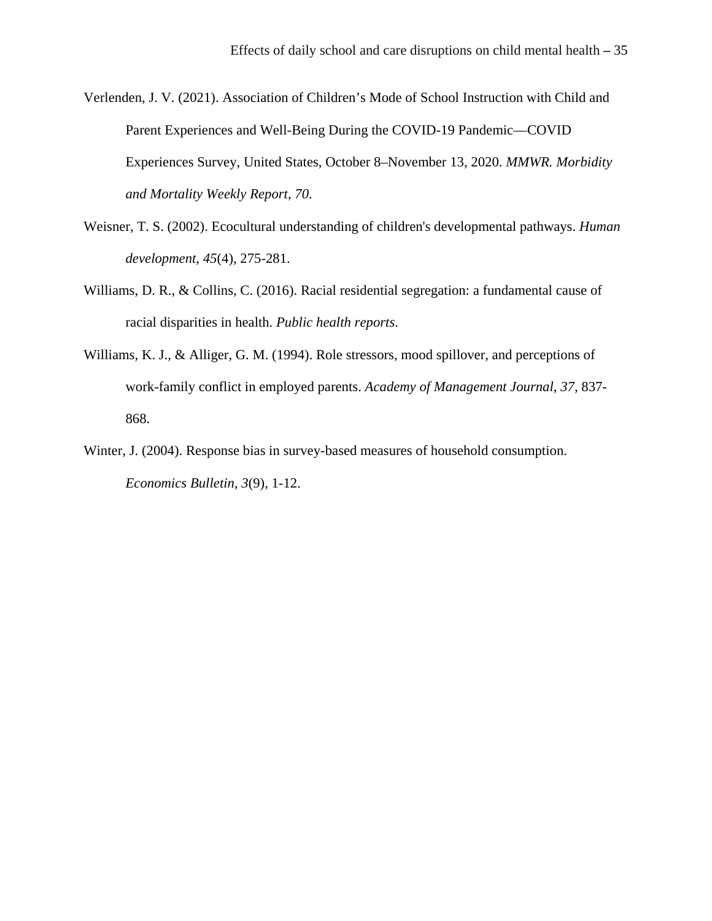Verlenden, J. V. (2021). Association of Children's Mode of School Instruction with Child and Parent Experiences and Well-Being During the COVID-19 Pandemic—COVID Experiences Survey, United States, October 8–November 13, 2020. *MMWR. Morbidity and Mortality Weekly Report*, *70*.

Weisner, T. S. (2002). Ecocultural understanding of children's developmental pathways. *Human development*, *45*(4), 275-281.

Williams, D. R., & Collins, C. (2016). Racial residential segregation: a fundamental cause of racial disparities in health. *Public health reports*.

Williams, K. J., & Alliger, G. M. (1994). Role stressors, mood spillover, and perceptions of work-family conflict in employed parents. *Academy of Management Journal*, *37*, 837-868.

Winter, J. (2004). Response bias in survey-based measures of household consumption. *Economics Bulletin*, *3*(9), 1-12.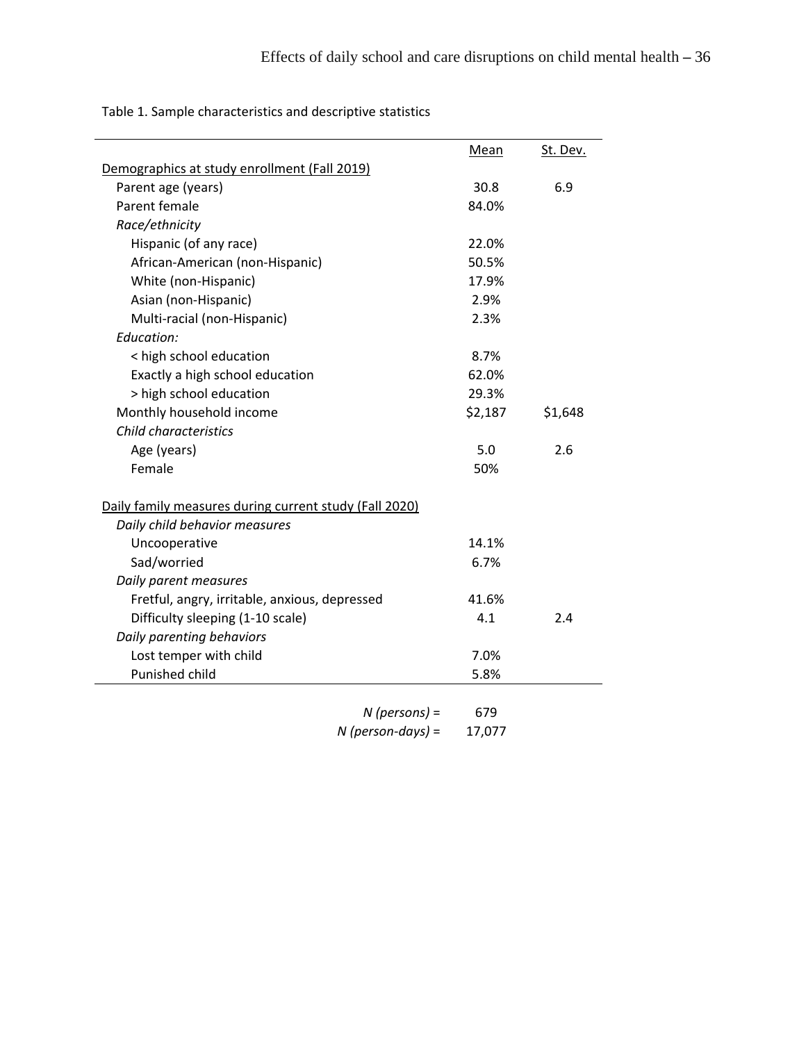Table 1. Sample characteristics and descriptive statistics

| | Mean | St. Dev. |
|---|---|---|
| Demographics at study enrollment (Fall 2019) | | |
| Parent age (years) | 30.8 | 6.9 |
| Parent female | 84.0% | |
| *Race/ethnicity* | | |
| Hispanic (of any race) | 22.0% | |
| African-American (non-Hispanic) | 50.5% | |
| White (non-Hispanic) | 17.9% | |
| Asian (non-Hispanic) | 2.9% | |
| Multi-racial (non-Hispanic) | 2.3% | |
| *Education:* | | |
| < high school education | 8.7% | |
| Exactly a high school education | 62.0% | |
| > high school education | 29.3% | |
| Monthly household income | $2,187 | $1,648 |
| *Child characteristics* | | |
| Age (years) | 5.0 | 2.6 |
| Female | 50% | |
| | | |
| Daily family measures during current study (Fall 2020) | | |
| *Daily child behavior measures* | | |
| Uncooperative | 14.1% | |
| Sad/worried | 6.7% | |
| *Daily parent measures* | | |
| Fretful, angry, irritable, anxious, depressed | 41.6% | |
| Difficulty sleeping (1-10 scale) | 4.1 | 2.4 |
| *Daily parenting behaviors* | | |
| Lost temper with child | 7.0% | |
| Punished child | 5.8% | |
| *N (persons)* = | 679 | |
| *N (person-days)* = | 17,077 | |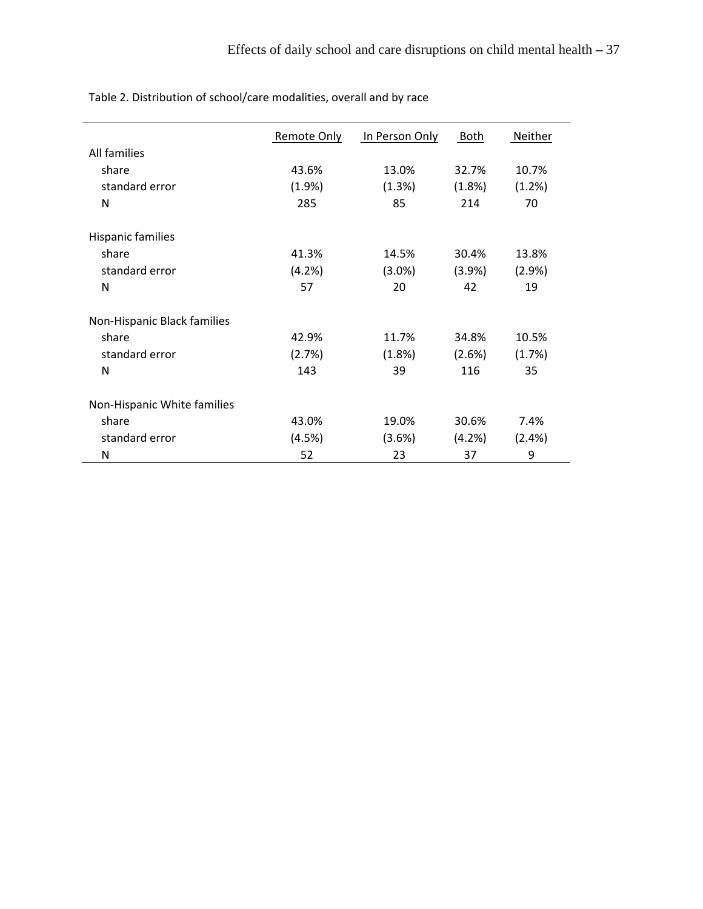Table 2. Distribution of school/care modalities, overall and by race

| | Remote Only | In Person Only | Both | Neither |
|---|---|---|---|---|
| All families | | | | |
| share | 43.6% | 13.0% | 32.7% | 10.7% |
| standard error | (1.9%) | (1.3%) | (1.8%) | (1.2%) |
| N | 285 | 85 | 214 | 70 |
| Hispanic families | | | | |
| share | 41.3% | 14.5% | 30.4% | 13.8% |
| standard error | (4.2%) | (3.0%) | (3.9%) | (2.9%) |
| N | 57 | 20 | 42 | 19 |
| Non-Hispanic Black families | | | | |
| share | 42.9% | 11.7% | 34.8% | 10.5% |
| standard error | (2.7%) | (1.8%) | (2.6%) | (1.7%) |
| N | 143 | 39 | 116 | 35 |
| Non-Hispanic White families | | | | |
| share | 43.0% | 19.0% | 30.6% | 7.4% |
| standard error | (4.5%) | (3.6%) | (4.2%) | (2.4%) |
| N | 52 | 23 | 37 | 9 |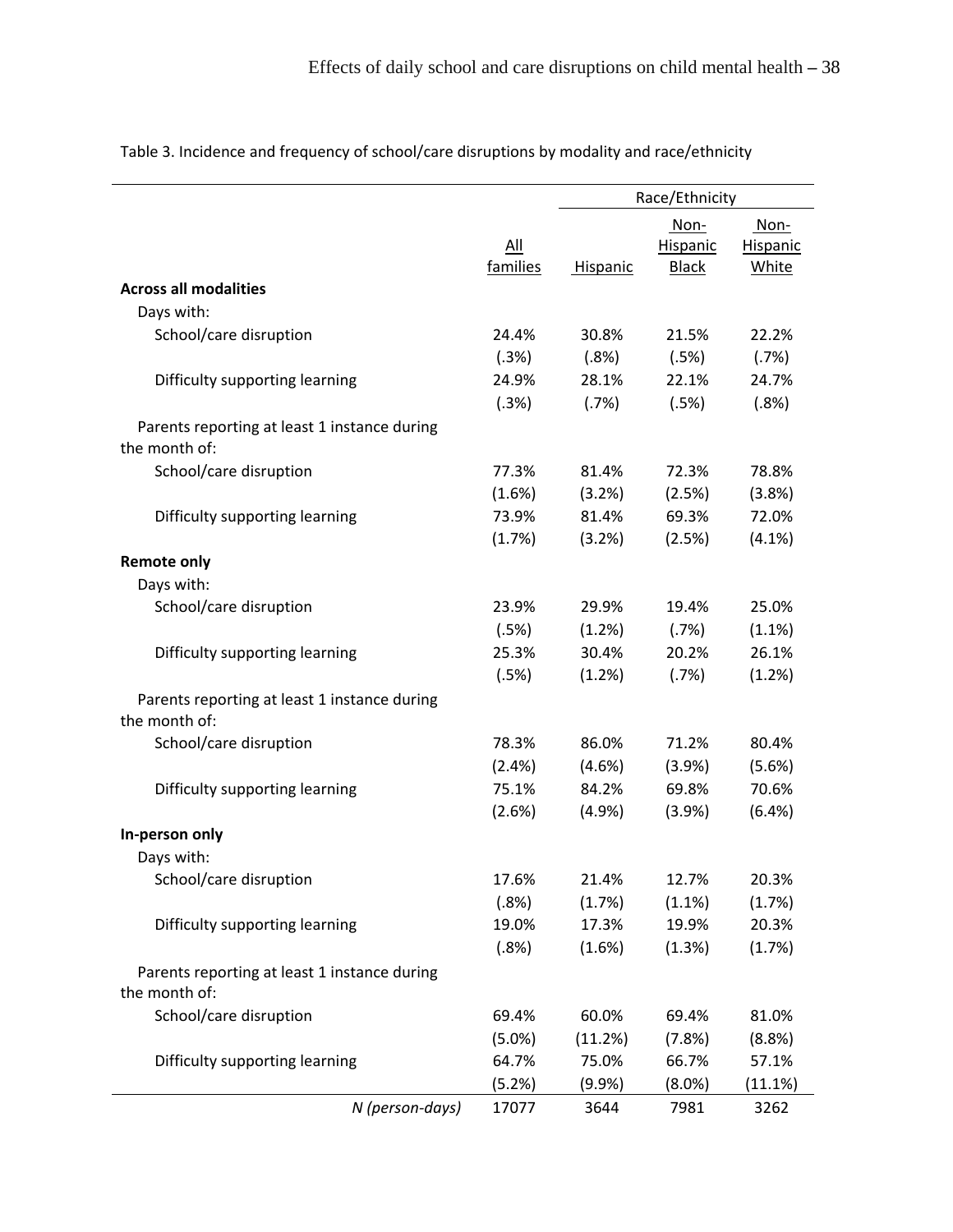Table 3. Incidence and frequency of school/care disruptions by modality and race/ethnicity

| | All families | Race/Ethnicity | | |
|---|---|---|---|---|
| | | Hispanic | Non-Hispanic Black | Non-Hispanic White |
| **Across all modalities** | | | | |
| Days with: | | | | |
| School/care disruption | 24.4% | 30.8% | 21.5% | 22.2% |
| | (.3%) | (.8%) | (.5%) | (.7%) |
| Difficulty supporting learning | 24.9% | 28.1% | 22.1% | 24.7% |
| | (.3%) | (.7%) | (.5%) | (.8%) |
| Parents reporting at least 1 instance during the month of: | | | | |
| School/care disruption | 77.3% | 81.4% | 72.3% | 78.8% |
| | (1.6%) | (3.2%) | (2.5%) | (3.8%) |
| Difficulty supporting learning | 73.9% | 81.4% | 69.3% | 72.0% |
| | (1.7%) | (3.2%) | (2.5%) | (4.1%) |
| **Remote only** | | | | |
| Days with: | | | | |
| School/care disruption | 23.9% | 29.9% | 19.4% | 25.0% |
| | (.5%) | (1.2%) | (.7%) | (1.1%) |
| Difficulty supporting learning | 25.3% | 30.4% | 20.2% | 26.1% |
| | (.5%) | (1.2%) | (.7%) | (1.2%) |
| Parents reporting at least 1 instance during the month of: | | | | |
| School/care disruption | 78.3% | 86.0% | 71.2% | 80.4% |
| | (2.4%) | (4.6%) | (3.9%) | (5.6%) |
| Difficulty supporting learning | 75.1% | 84.2% | 69.8% | 70.6% |
| | (2.6%) | (4.9%) | (3.9%) | (6.4%) |
| **In-person only** | | | | |
| Days with: | | | | |
| School/care disruption | 17.6% | 21.4% | 12.7% | 20.3% |
| | (.8%) | (1.7%) | (1.1%) | (1.7%) |
| Difficulty supporting learning | 19.0% | 17.3% | 19.9% | 20.3% |
| | (.8%) | (1.6%) | (1.3%) | (1.7%) |
| Parents reporting at least 1 instance during the month of: | | | | |
| School/care disruption | 69.4% | 60.0% | 69.4% | 81.0% |
| | (5.0%) | (11.2%) | (7.8%) | (8.8%) |
| Difficulty supporting learning | 64.7% | 75.0% | 66.7% | 57.1% |
| | (5.2%) | (9.9%) | (8.0%) | (11.1%) |
| *N (person-days)* | 17077 | 3644 | 7981 | 3262 |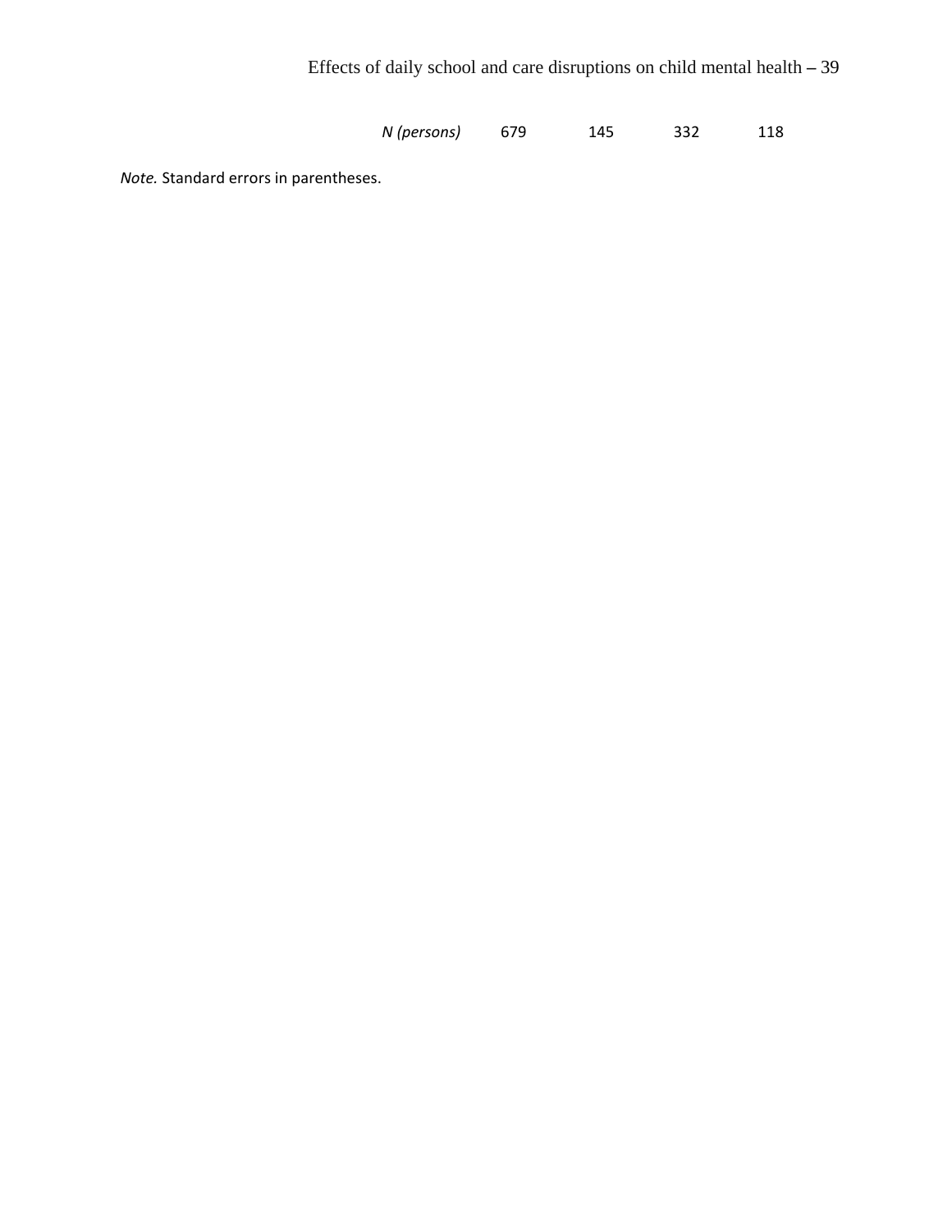| | | | | |
|---|---|---|---|---|
| *N (persons)* | 679 | 145 | 332 | 118 |

*Note.* Standard errors in parentheses.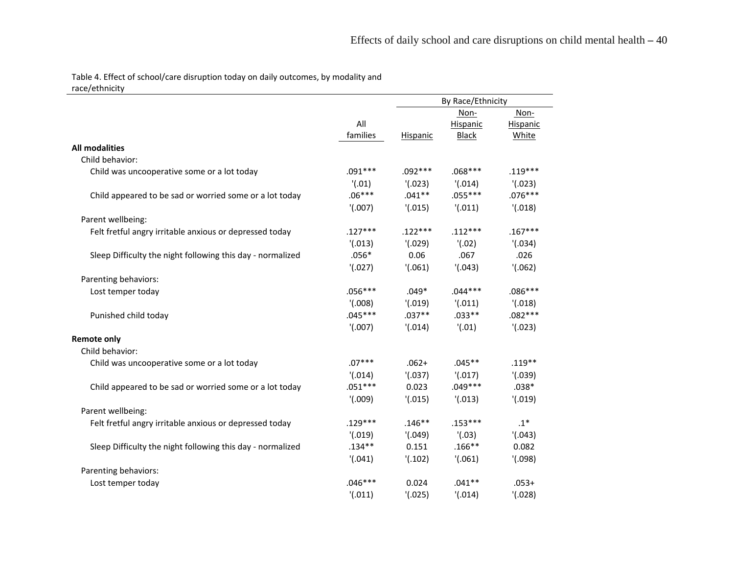Table 4. Effect of school/care disruption today on daily outcomes, by modality and race/ethnicity

| | All families | By Race/Ethnicity | | |
|---|---|---|---|---|
| | | Hispanic | Non-Hispanic Black | Non-Hispanic White |
| **All modalities** | | | | |
| Child behavior: | | | | |
| Child was uncooperative some or a lot today | .091*** | .092*** | .068*** | .119*** |
| | '(.01) | '(.023) | '(.014) | '(.023) |
| Child appeared to be sad or worried some or a lot today | .06*** | .041** | .055*** | .076*** |
| | '(.007) | '(.015) | '(.011) | '(.018) |
| Parent wellbeing: | | | | |
| Felt fretful angry irritable anxious or depressed today | .127*** | .122*** | .112*** | .167*** |
| | '(.013) | '(.029) | '(.02) | '(.034) |
| Sleep Difficulty the night following this day - normalized | .056* | 0.06 | .067 | .026 |
| | '(.027) | '(.061) | '(.043) | '(.062) |
| Parenting behaviors: | | | | |
| Lost temper today | .056*** | .049* | .044*** | .086*** |
| | '(.008) | '(.019) | '(.011) | '(.018) |
| Punished child today | .045*** | .037** | .033** | .082*** |
| | '(.007) | '(.014) | '(.01) | '(.023) |
| **Remote only** | | | | |
| Child behavior: | | | | |
| Child was uncooperative some or a lot today | .07*** | .062+ | .045** | .119** |
| | '(.014) | '(.037) | '(.017) | '(.039) |
| Child appeared to be sad or worried some or a lot today | .051*** | 0.023 | .049*** | .038* |
| | '(.009) | '(.015) | '(.013) | '(.019) |
| Parent wellbeing: | | | | |
| Felt fretful angry irritable anxious or depressed today | .129*** | .146** | .153*** | .1* |
| | '(.019) | '(.049) | '(.03) | '(.043) |
| Sleep Difficulty the night following this day - normalized | .134** | 0.151 | .166** | 0.082 |
| | '(.041) | '(.102) | '(.061) | '(.098) |
| Parenting behaviors: | | | | |
| Lost temper today | .046*** | 0.024 | .041** | .053+ |
| | '(.011) | '(.025) | '(.014) | '(.028) |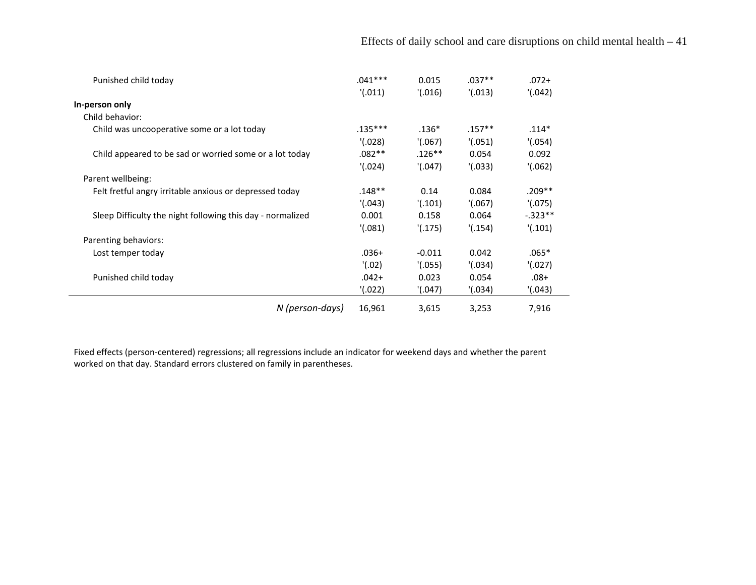| | | | | |
|---|---|---|---|---|
| Punished child today | .041*** | 0.015 | .037** | .072+ |
| | '(.011) | '(.016) | '(.013) | '(.042) |
| **In-person only** | | | | |
| Child behavior: | | | | |
| Child was uncooperative some or a lot today | .135*** | .136* | .157** | .114* |
| | '(.028) | '(.067) | '(.051) | '(.054) |
| Child appeared to be sad or worried some or a lot today | .082** | .126** | 0.054 | 0.092 |
| | '(.024) | '(.047) | '(.033) | '(.062) |
| Parent wellbeing: | | | | |
| Felt fretful angry irritable anxious or depressed today | .148** | 0.14 | 0.084 | .209** |
| | '(.043) | '(.101) | '(.067) | '(.075) |
| Sleep Difficulty the night following this day - normalized | 0.001 | 0.158 | 0.064 | -.323** |
| | '(.081) | '(.175) | '(.154) | '(.101) |
| Parenting behaviors: | | | | |
| Lost temper today | .036+ | -0.011 | 0.042 | .065* |
| | '(.02) | '(.055) | '(.034) | '(.027) |
| Punished child today | .042+ | 0.023 | 0.054 | .08+ |
| | '(.022) | '(.047) | '(.034) | '(.043) |
| *N (person-days)* | 16,961 | 3,615 | 3,253 | 7,916 |

Fixed effects (person-centered) regressions; all regressions include an indicator for weekend days and whether the parent worked on that day. Standard errors clustered on family in parentheses.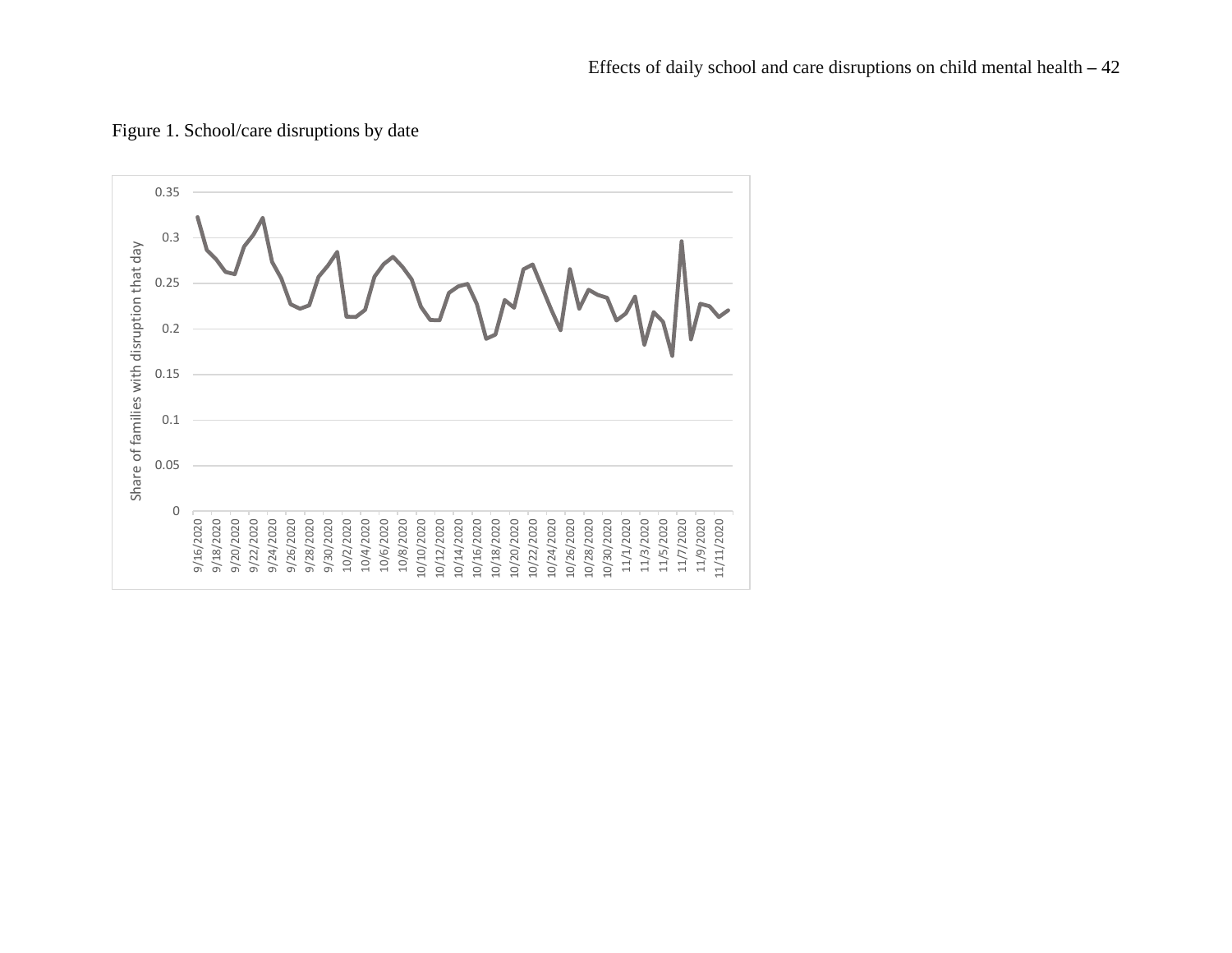Figure 1. School/care disruptions by date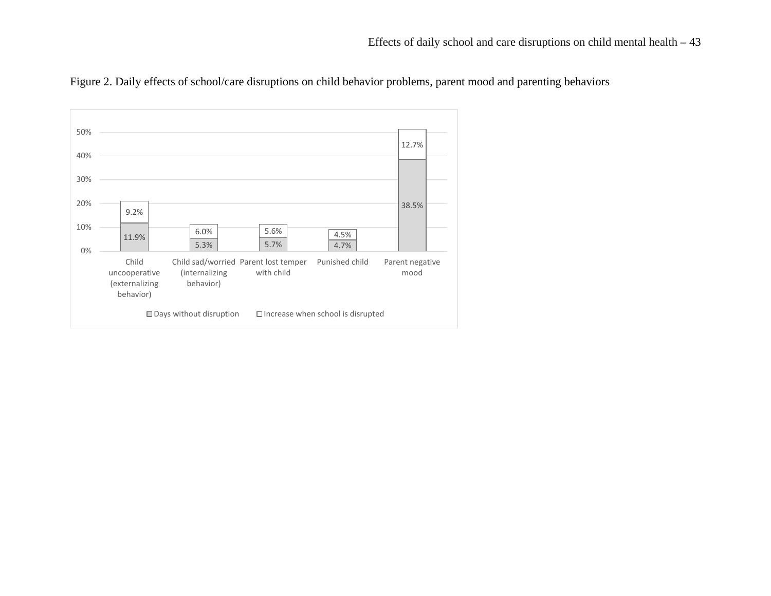Figure 2. Daily effects of school/care disruptions on child behavior problems, parent mood and parenting behaviors

50%
40%
30%
20%
10%
0%

9.2%
11.9%
6.0%
5.3%
5.6%
5.7%
4.5%
4.7%
12.7%
38.5%

Child uncooperative (externalizing behavior)
Child sad/worried (internalizing behavior)
Parent lost temper with child
Punished child
Parent negative mood

Days without disruption
Increase when school is disrupted